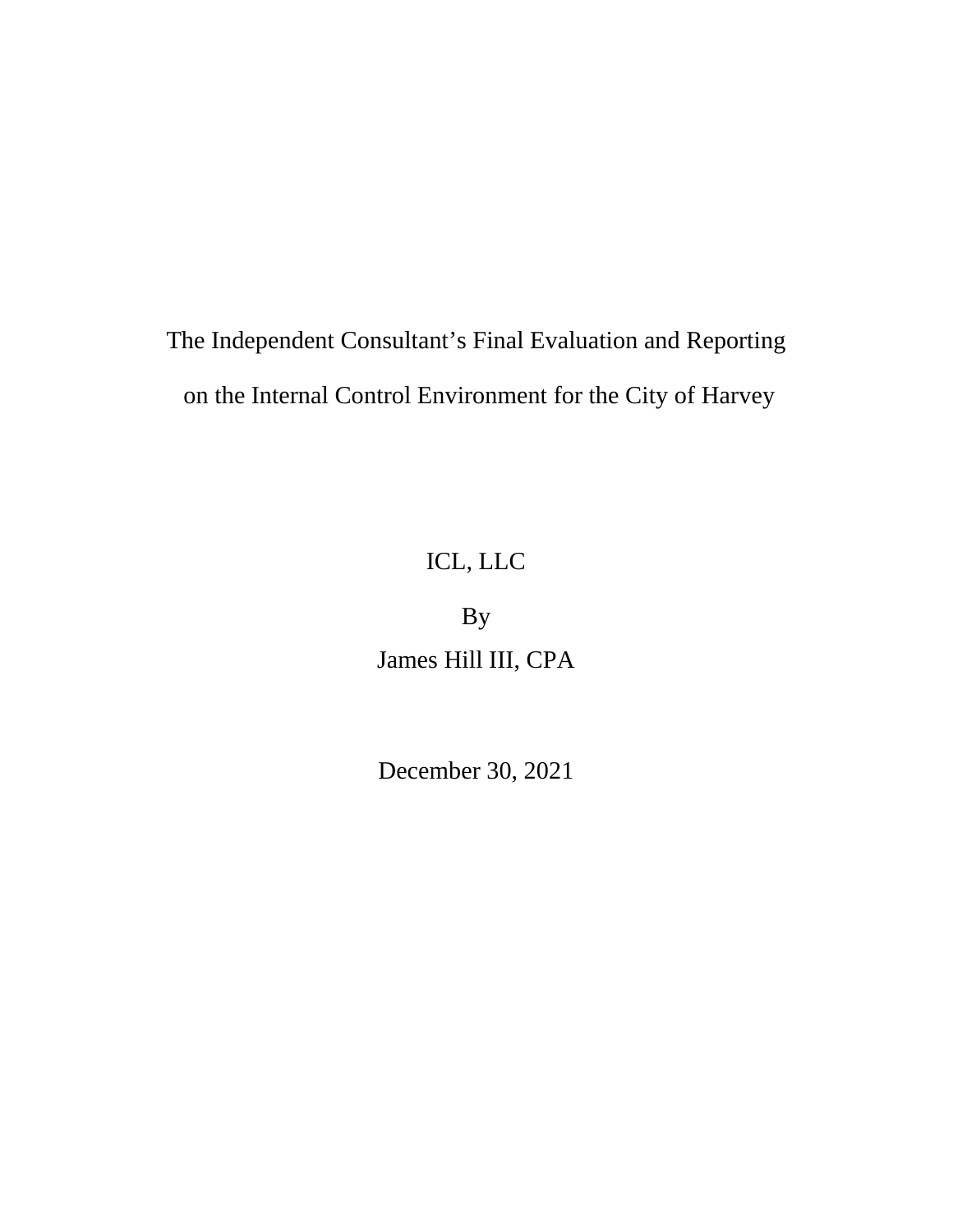# The Independent Consultant's Final Evaluation and Reporting on the Internal Control Environment for the City of Harvey

ICL, LLC

By

James Hill III, CPA

December 30, 2021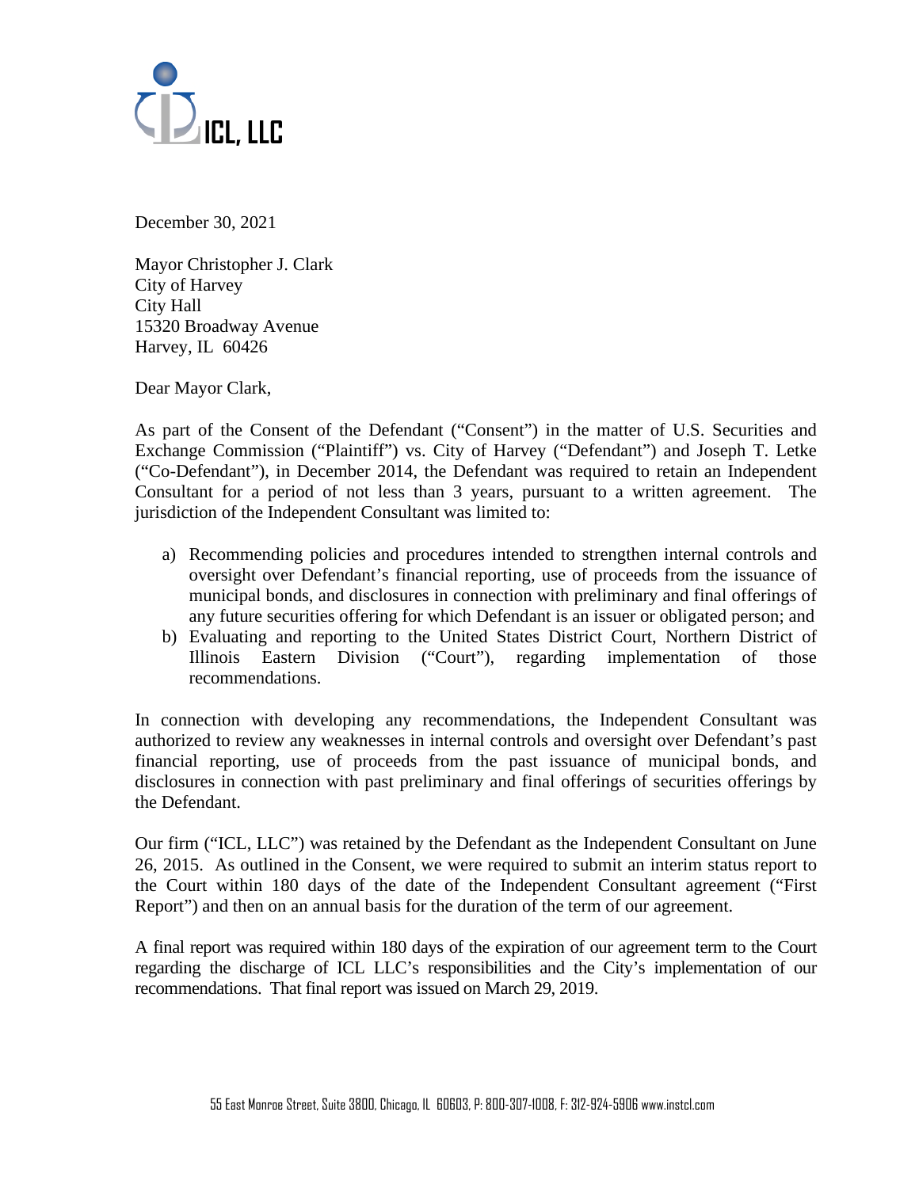ICL, LLC

December 30, 2021

Mayor Christopher J. Clark
City of Harvey
City Hall
15320 Broadway Avenue
Harvey, IL 60426

Dear Mayor Clark,

As part of the Consent of the Defendant ("Consent") in the matter of U.S. Securities and Exchange Commission ("Plaintiff") vs. City of Harvey ("Defendant") and Joseph T. Letke ("Co-Defendant"), in December 2014, the Defendant was required to retain an Independent Consultant for a period of not less than 3 years, pursuant to a written agreement. The jurisdiction of the Independent Consultant was limited to:

a) Recommending policies and procedures intended to strengthen internal controls and oversight over Defendant's financial reporting, use of proceeds from the issuance of municipal bonds, and disclosures in connection with preliminary and final offerings of any future securities offering for which Defendant is an issuer or obligated person; and
b) Evaluating and reporting to the United States District Court, Northern District of Illinois Eastern Division ("Court"), regarding implementation of those recommendations.

In connection with developing any recommendations, the Independent Consultant was authorized to review any weaknesses in internal controls and oversight over Defendant's past financial reporting, use of proceeds from the past issuance of municipal bonds, and disclosures in connection with past preliminary and final offerings of securities offerings by the Defendant.

Our firm ("ICL, LLC") was retained by the Defendant as the Independent Consultant on June 26, 2015. As outlined in the Consent, we were required to submit an interim status report to the Court within 180 days of the date of the Independent Consultant agreement ("First Report") and then on an annual basis for the duration of the term of our agreement.

A final report was required within 180 days of the expiration of our agreement term to the Court regarding the discharge of ICL LLC's responsibilities and the City's implementation of our recommendations. That final report was issued on March 29, 2019.

55 East Monroe Street, Suite 3800, Chicago, IL 60603, P: 800-307-1008, F: 312-924-5906 www.instcl.com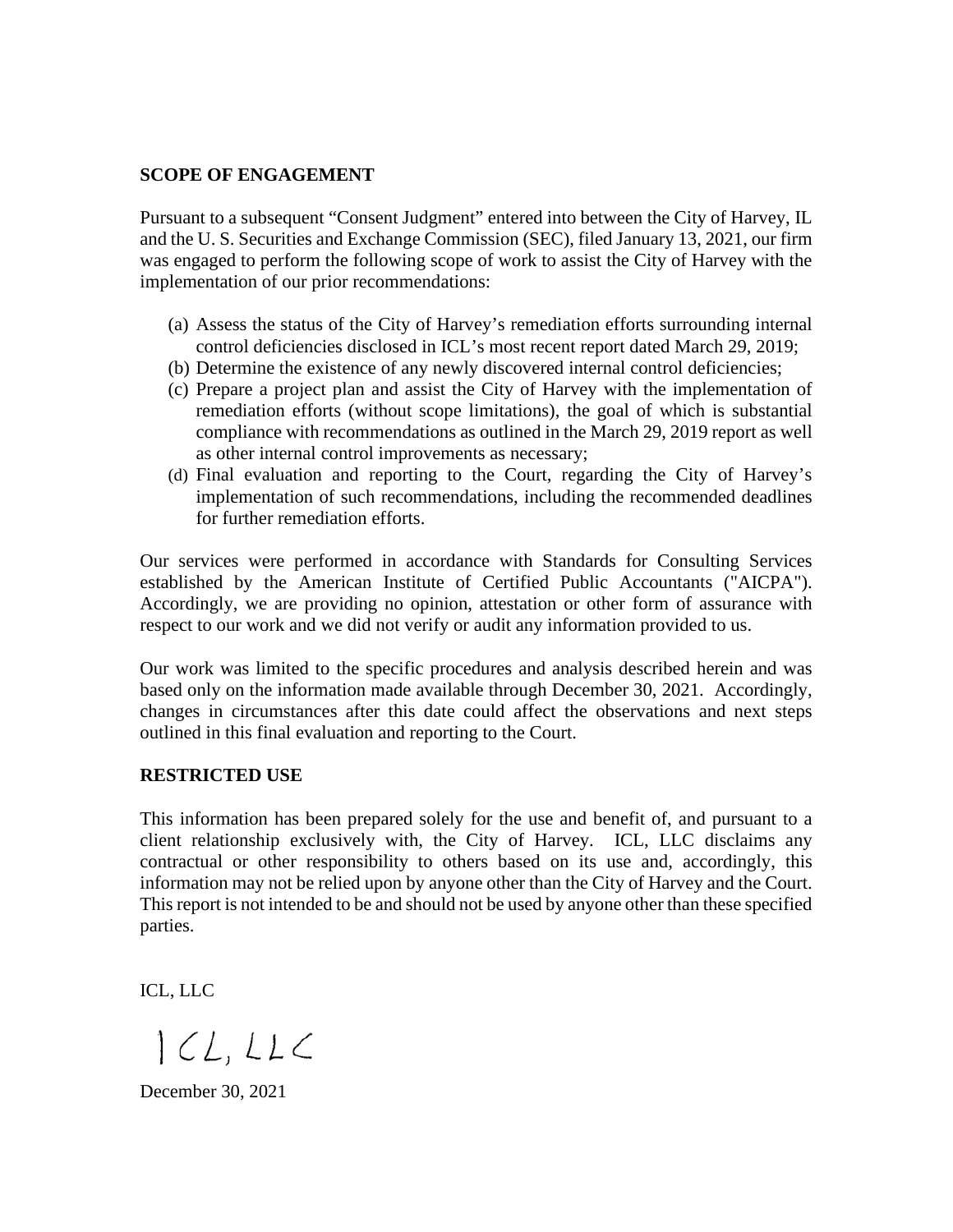## SCOPE OF ENGAGEMENT

Pursuant to a subsequent "Consent Judgment" entered into between the City of Harvey, IL and the U. S. Securities and Exchange Commission (SEC), filed January 13, 2021, our firm was engaged to perform the following scope of work to assist the City of Harvey with the implementation of our prior recommendations:

(a) Assess the status of the City of Harvey's remediation efforts surrounding internal control deficiencies disclosed in ICL's most recent report dated March 29, 2019;
(b) Determine the existence of any newly discovered internal control deficiencies;
(c) Prepare a project plan and assist the City of Harvey with the implementation of remediation efforts (without scope limitations), the goal of which is substantial compliance with recommendations as outlined in the March 29, 2019 report as well as other internal control improvements as necessary;
(d) Final evaluation and reporting to the Court, regarding the City of Harvey's implementation of such recommendations, including the recommended deadlines for further remediation efforts.

Our services were performed in accordance with Standards for Consulting Services established by the American Institute of Certified Public Accountants ("AICPA"). Accordingly, we are providing no opinion, attestation or other form of assurance with respect to our work and we did not verify or audit any information provided to us.

Our work was limited to the specific procedures and analysis described herein and was based only on the information made available through December 30, 2021. Accordingly, changes in circumstances after this date could affect the observations and next steps outlined in this final evaluation and reporting to the Court.

## RESTRICTED USE

This information has been prepared solely for the use and benefit of, and pursuant to a client relationship exclusively with, the City of Harvey. ICL, LLC disclaims any contractual or other responsibility to others based on its use and, accordingly, this information may not be relied upon by anyone other than the City of Harvey and the Court. This report is not intended to be and should not be used by anyone other than these specified parties.

ICL, LLC

ICL, LLC

December 30, 2021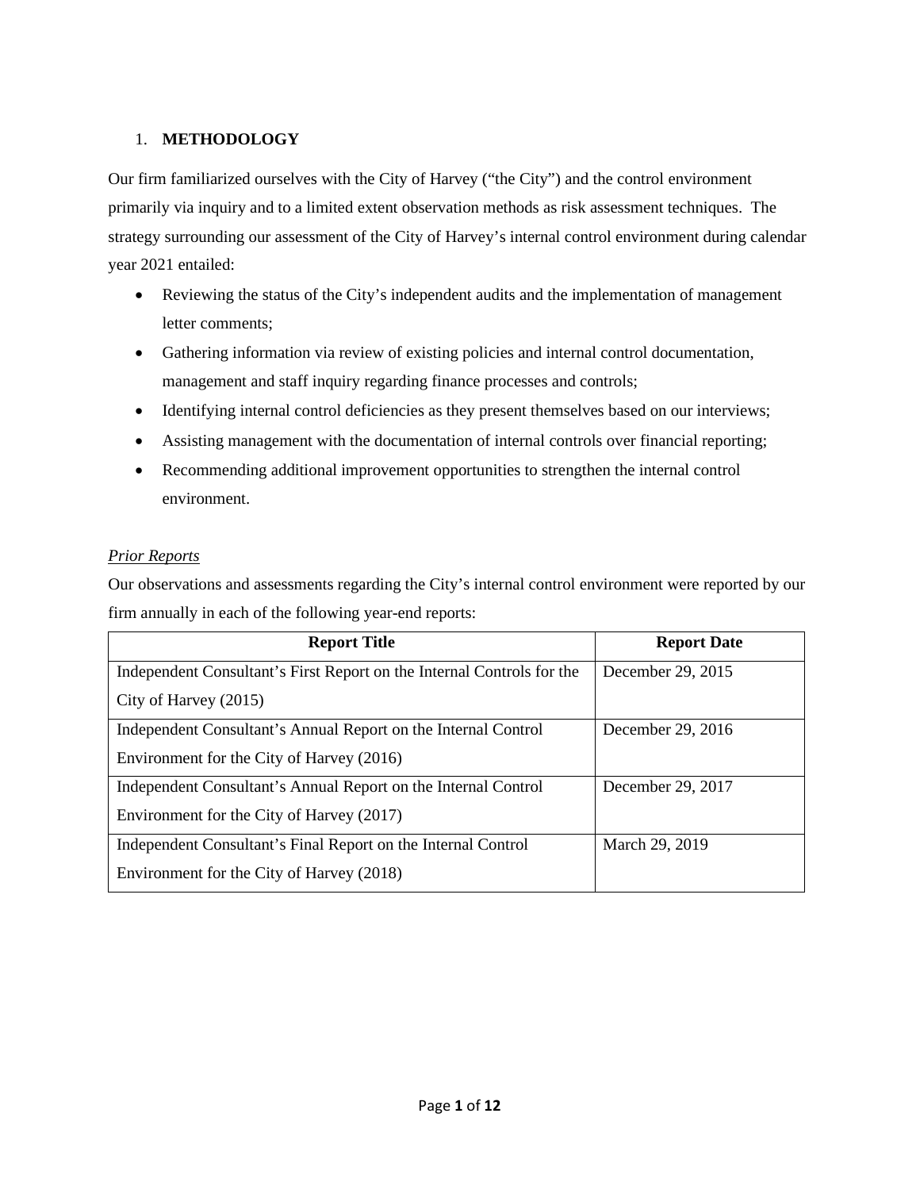## 1. METHODOLOGY

Our firm familiarized ourselves with the City of Harvey ("the City") and the control environment primarily via inquiry and to a limited extent observation methods as risk assessment techniques. The strategy surrounding our assessment of the City of Harvey's internal control environment during calendar year 2021 entailed:

- Reviewing the status of the City's independent audits and the implementation of management letter comments;
- Gathering information via review of existing policies and internal control documentation, management and staff inquiry regarding finance processes and controls;
- Identifying internal control deficiencies as they present themselves based on our interviews;
- Assisting management with the documentation of internal controls over financial reporting;
- Recommending additional improvement opportunities to strengthen the internal control environment.

*Prior Reports*

Our observations and assessments regarding the City's internal control environment were reported by our firm annually in each of the following year-end reports:

| Report Title | Report Date |
|---|---|
| Independent Consultant's First Report on the Internal Controls for the City of Harvey (2015) | December 29, 2015 |
| Independent Consultant's Annual Report on the Internal Control Environment for the City of Harvey (2016) | December 29, 2016 |
| Independent Consultant's Annual Report on the Internal Control Environment for the City of Harvey (2017) | December 29, 2017 |
| Independent Consultant's Final Report on the Internal Control Environment for the City of Harvey (2018) | March 29, 2019 |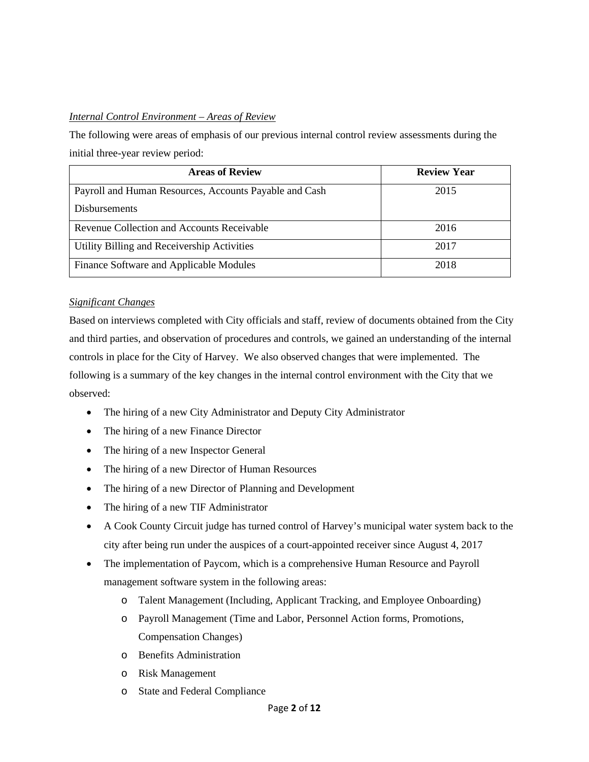*Internal Control Environment – Areas of Review*

The following were areas of emphasis of our previous internal control review assessments during the initial three-year review period:

| Areas of Review | Review Year |
|---|---|
| Payroll and Human Resources, Accounts Payable and Cash Disbursements | 2015 |
| Revenue Collection and Accounts Receivable | 2016 |
| Utility Billing and Receivership Activities | 2017 |
| Finance Software and Applicable Modules | 2018 |

*Significant Changes*

Based on interviews completed with City officials and staff, review of documents obtained from the City and third parties, and observation of procedures and controls, we gained an understanding of the internal controls in place for the City of Harvey. We also observed changes that were implemented. The following is a summary of the key changes in the internal control environment with the City that we observed:

- The hiring of a new City Administrator and Deputy City Administrator
- The hiring of a new Finance Director
- The hiring of a new Inspector General
- The hiring of a new Director of Human Resources
- The hiring of a new Director of Planning and Development
- The hiring of a new TIF Administrator
- A Cook County Circuit judge has turned control of Harvey's municipal water system back to the city after being run under the auspices of a court-appointed receiver since August 4, 2017
- The implementation of Paycom, which is a comprehensive Human Resource and Payroll management software system in the following areas:
  - Talent Management (Including, Applicant Tracking, and Employee Onboarding)
  - Payroll Management (Time and Labor, Personnel Action forms, Promotions, Compensation Changes)
  - Benefits Administration
  - Risk Management
  - State and Federal Compliance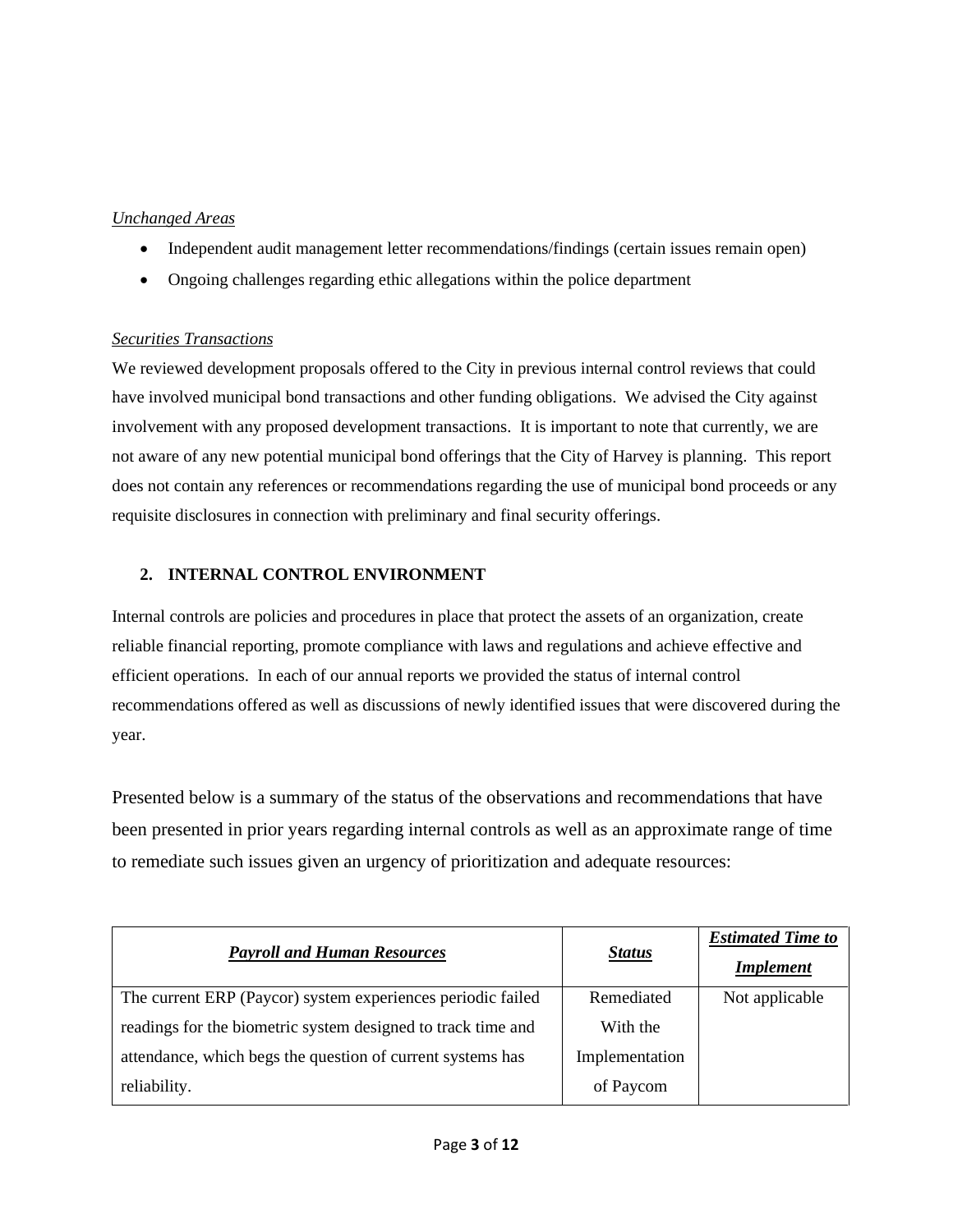*Unchanged Areas*

- Independent audit management letter recommendations/findings (certain issues remain open)
- Ongoing challenges regarding ethic allegations within the police department

*Securities Transactions*

We reviewed development proposals offered to the City in previous internal control reviews that could have involved municipal bond transactions and other funding obligations. We advised the City against involvement with any proposed development transactions. It is important to note that currently, we are not aware of any new potential municipal bond offerings that the City of Harvey is planning. This report does not contain any references or recommendations regarding the use of municipal bond proceeds or any requisite disclosures in connection with preliminary and final security offerings.

## 2. INTERNAL CONTROL ENVIRONMENT

Internal controls are policies and procedures in place that protect the assets of an organization, create reliable financial reporting, promote compliance with laws and regulations and achieve effective and efficient operations. In each of our annual reports we provided the status of internal control recommendations offered as well as discussions of newly identified issues that were discovered during the year.

Presented below is a summary of the status of the observations and recommendations that have been presented in prior years regarding internal controls as well as an approximate range of time to remediate such issues given an urgency of prioritization and adequate resources:

| ***Payroll and Human Resources*** | ***Status*** | ***Estimated Time to Implement*** |
|---|---|---|
| The current ERP (Paycor) system experiences periodic failed readings for the biometric system designed to track time and attendance, which begs the question of current systems has reliability. | Remediated With the Implementation of Paycom | Not applicable |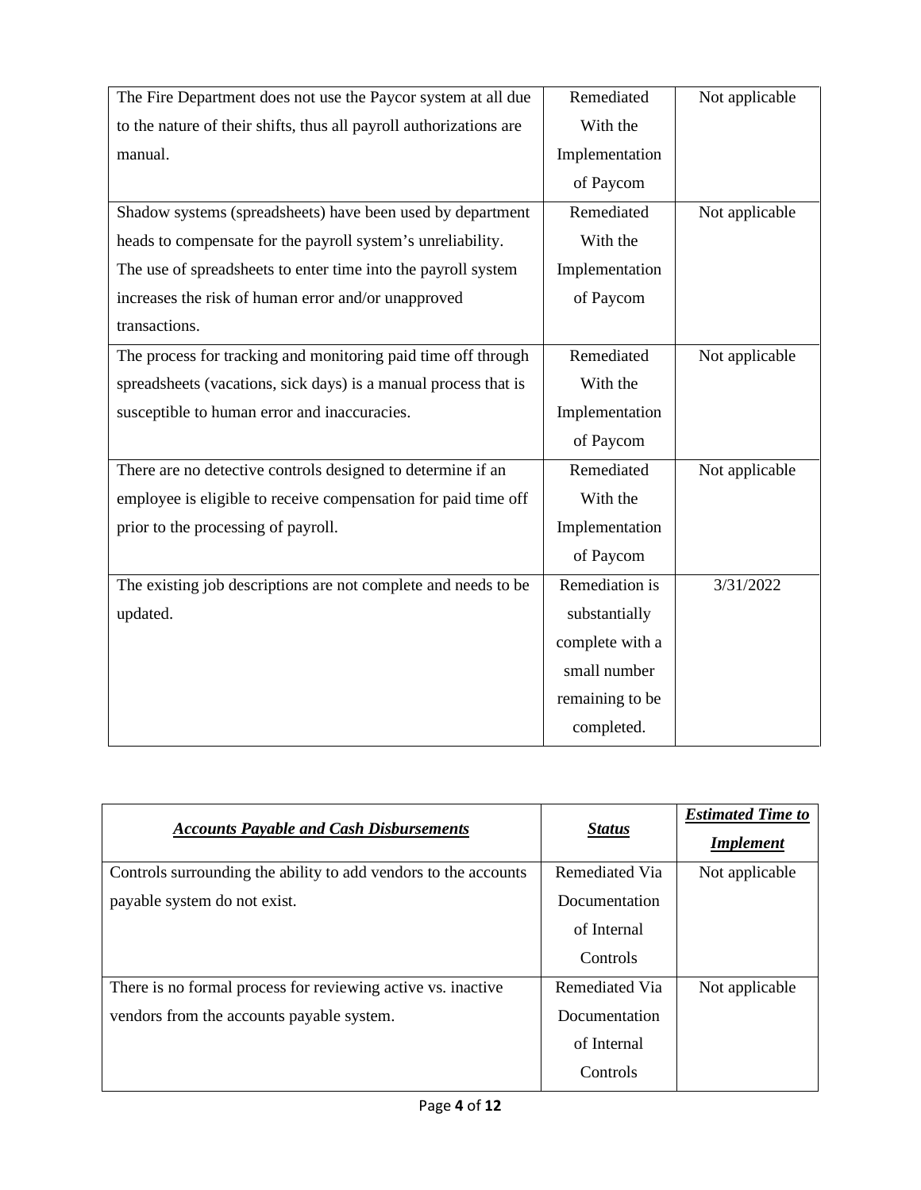| | | |
|---|---|---|
| The Fire Department does not use the Paycor system at all due to the nature of their shifts, thus all payroll authorizations are manual. | Remediated With the Implementation of Paycom | Not applicable |
| Shadow systems (spreadsheets) have been used by department heads to compensate for the payroll system's unreliability. The use of spreadsheets to enter time into the payroll system increases the risk of human error and/or unapproved transactions. | Remediated With the Implementation of Paycom | Not applicable |
| The process for tracking and monitoring paid time off through spreadsheets (vacations, sick days) is a manual process that is susceptible to human error and inaccuracies. | Remediated With the Implementation of Paycom | Not applicable |
| There are no detective controls designed to determine if an employee is eligible to receive compensation for paid time off prior to the processing of payroll. | Remediated With the Implementation of Paycom | Not applicable |
| The existing job descriptions are not complete and needs to be updated. | Remediation is substantially complete with a small number remaining to be completed. | 3/31/2022 |

| ***Accounts Payable and Cash Disbursements*** | ***Status*** | ***Estimated Time to Implement*** |
|---|---|---|
| Controls surrounding the ability to add vendors to the accounts payable system do not exist. | Remediated Via Documentation of Internal Controls | Not applicable |
| There is no formal process for reviewing active vs. inactive vendors from the accounts payable system. | Remediated Via Documentation of Internal Controls | Not applicable |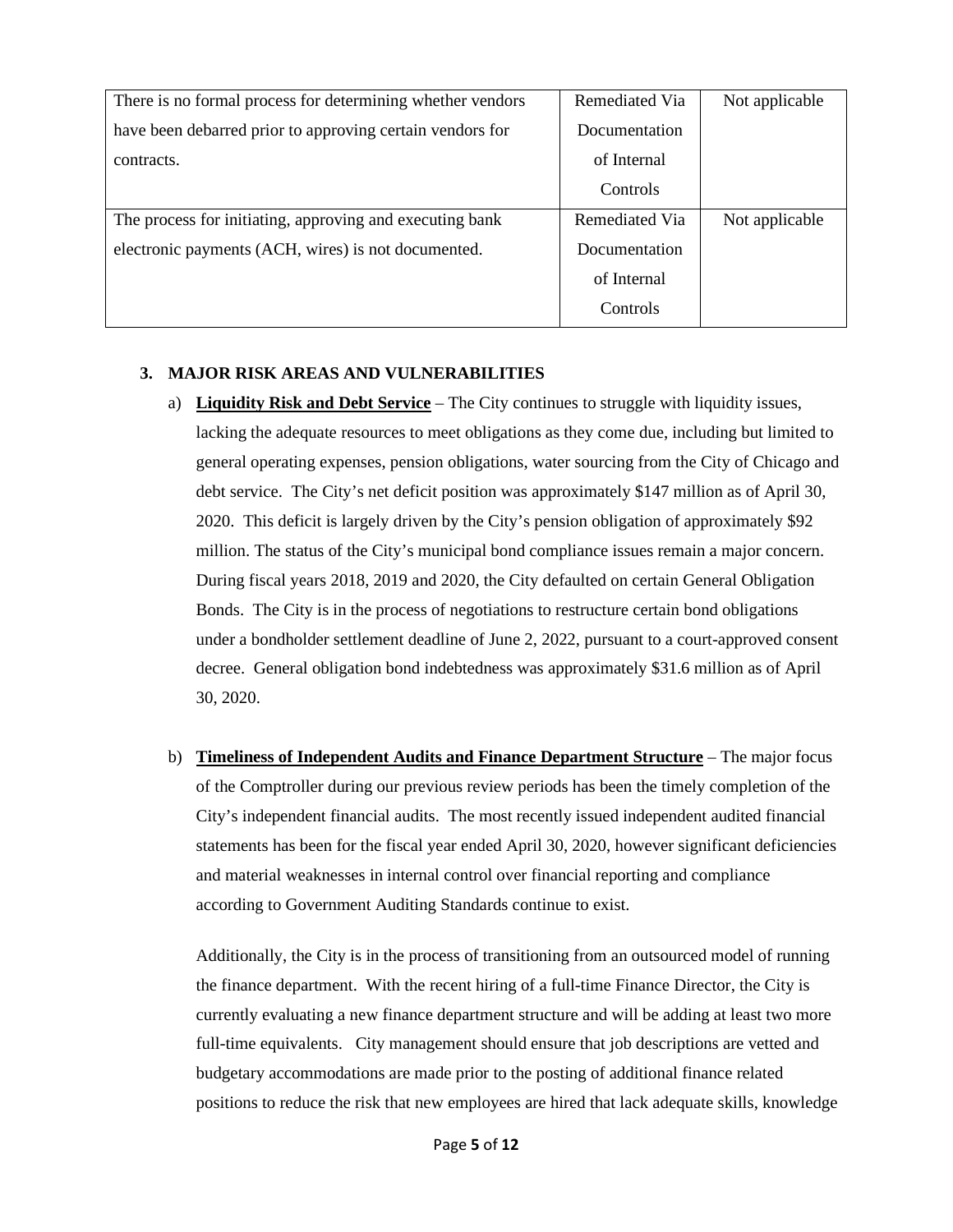| | | |
|---|---|---|
| There is no formal process for determining whether vendors have been debarred prior to approving certain vendors for contracts. | Remediated Via Documentation of Internal Controls | Not applicable |
| The process for initiating, approving and executing bank electronic payments (ACH, wires) is not documented. | Remediated Via Documentation of Internal Controls | Not applicable |

## 3. MAJOR RISK AREAS AND VULNERABILITIES

a) **Liquidity Risk and Debt Service** – The City continues to struggle with liquidity issues, lacking the adequate resources to meet obligations as they come due, including but limited to general operating expenses, pension obligations, water sourcing from the City of Chicago and debt service. The City's net deficit position was approximately $147 million as of April 30, 2020. This deficit is largely driven by the City's pension obligation of approximately $92 million. The status of the City's municipal bond compliance issues remain a major concern. During fiscal years 2018, 2019 and 2020, the City defaulted on certain General Obligation Bonds. The City is in the process of negotiations to restructure certain bond obligations under a bondholder settlement deadline of June 2, 2022, pursuant to a court-approved consent decree. General obligation bond indebtedness was approximately $31.6 million as of April 30, 2020.

b) **Timeliness of Independent Audits and Finance Department Structure** – The major focus of the Comptroller during our previous review periods has been the timely completion of the City's independent financial audits. The most recently issued independent audited financial statements has been for the fiscal year ended April 30, 2020, however significant deficiencies and material weaknesses in internal control over financial reporting and compliance according to Government Auditing Standards continue to exist.

Additionally, the City is in the process of transitioning from an outsourced model of running the finance department. With the recent hiring of a full-time Finance Director, the City is currently evaluating a new finance department structure and will be adding at least two more full-time equivalents. City management should ensure that job descriptions are vetted and budgetary accommodations are made prior to the posting of additional finance related positions to reduce the risk that new employees are hired that lack adequate skills, knowledge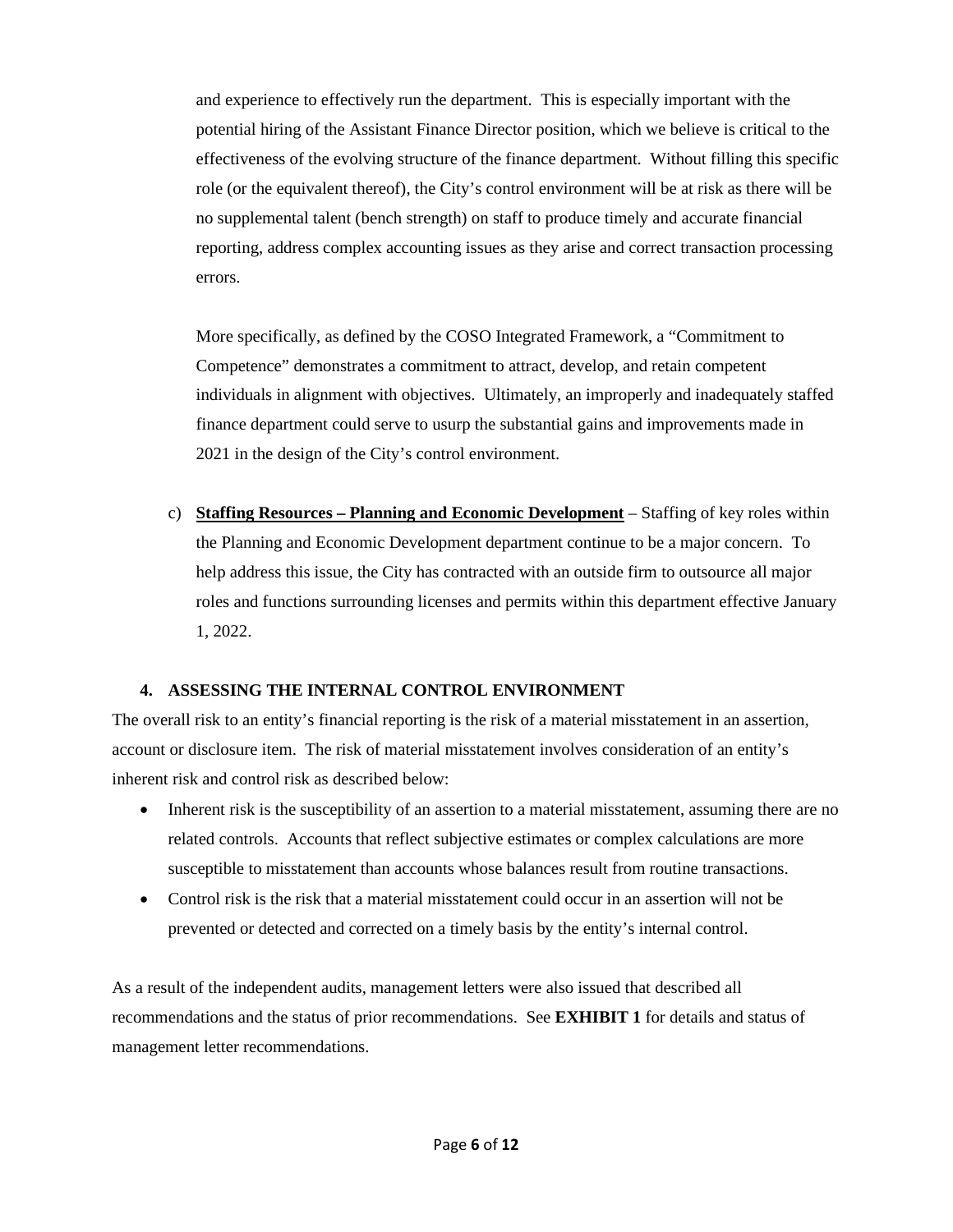and experience to effectively run the department. This is especially important with the potential hiring of the Assistant Finance Director position, which we believe is critical to the effectiveness of the evolving structure of the finance department. Without filling this specific role (or the equivalent thereof), the City's control environment will be at risk as there will be no supplemental talent (bench strength) on staff to produce timely and accurate financial reporting, address complex accounting issues as they arise and correct transaction processing errors.

More specifically, as defined by the COSO Integrated Framework, a "Commitment to Competence" demonstrates a commitment to attract, develop, and retain competent individuals in alignment with objectives. Ultimately, an improperly and inadequately staffed finance department could serve to usurp the substantial gains and improvements made in 2021 in the design of the City's control environment.

c) **<u>Staffing Resources – Planning and Economic Development</u>** – Staffing of key roles within the Planning and Economic Development department continue to be a major concern. To help address this issue, the City has contracted with an outside firm to outsource all major roles and functions surrounding licenses and permits within this department effective January 1, 2022.

### 4. ASSESSING THE INTERNAL CONTROL ENVIRONMENT

The overall risk to an entity's financial reporting is the risk of a material misstatement in an assertion, account or disclosure item. The risk of material misstatement involves consideration of an entity's inherent risk and control risk as described below:

- Inherent risk is the susceptibility of an assertion to a material misstatement, assuming there are no related controls. Accounts that reflect subjective estimates or complex calculations are more susceptible to misstatement than accounts whose balances result from routine transactions.
- Control risk is the risk that a material misstatement could occur in an assertion will not be prevented or detected and corrected on a timely basis by the entity's internal control.

As a result of the independent audits, management letters were also issued that described all recommendations and the status of prior recommendations. See **EXHIBIT 1** for details and status of management letter recommendations.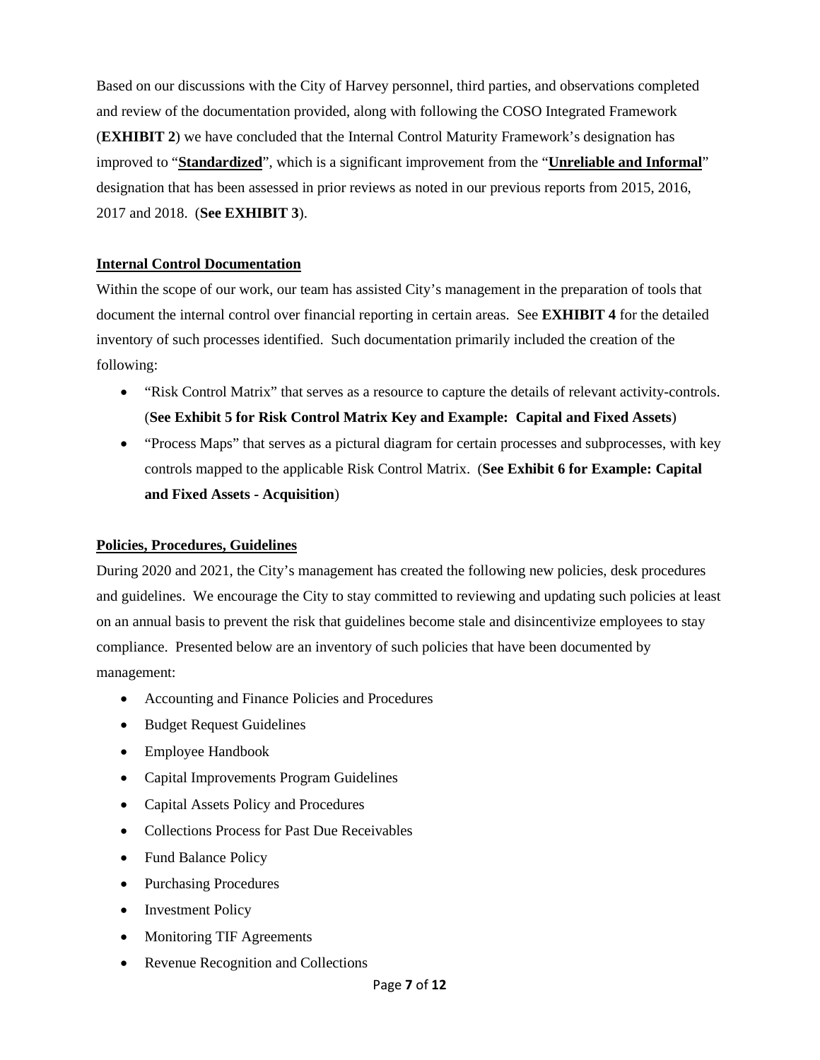Based on our discussions with the City of Harvey personnel, third parties, and observations completed and review of the documentation provided, along with following the COSO Integrated Framework (**EXHIBIT 2**) we have concluded that the Internal Control Maturity Framework's designation has improved to "**Standardized**", which is a significant improvement from the "**Unreliable and Informal**" designation that has been assessed in prior reviews as noted in our previous reports from 2015, 2016, 2017 and 2018. (**See EXHIBIT 3**).

**Internal Control Documentation**

Within the scope of our work, our team has assisted City's management in the preparation of tools that document the internal control over financial reporting in certain areas. See **EXHIBIT 4** for the detailed inventory of such processes identified. Such documentation primarily included the creation of the following:

- "Risk Control Matrix" that serves as a resource to capture the details of relevant activity-controls. (**See Exhibit 5 for Risk Control Matrix Key and Example: Capital and Fixed Assets**)
- "Process Maps" that serves as a pictural diagram for certain processes and subprocesses, with key controls mapped to the applicable Risk Control Matrix. (**See Exhibit 6 for Example: Capital and Fixed Assets - Acquisition**)

**Policies, Procedures, Guidelines**

During 2020 and 2021, the City's management has created the following new policies, desk procedures and guidelines. We encourage the City to stay committed to reviewing and updating such policies at least on an annual basis to prevent the risk that guidelines become stale and disincentivize employees to stay compliance. Presented below are an inventory of such policies that have been documented by management:

- Accounting and Finance Policies and Procedures
- Budget Request Guidelines
- Employee Handbook
- Capital Improvements Program Guidelines
- Capital Assets Policy and Procedures
- Collections Process for Past Due Receivables
- Fund Balance Policy
- Purchasing Procedures
- Investment Policy
- Monitoring TIF Agreements
- Revenue Recognition and Collections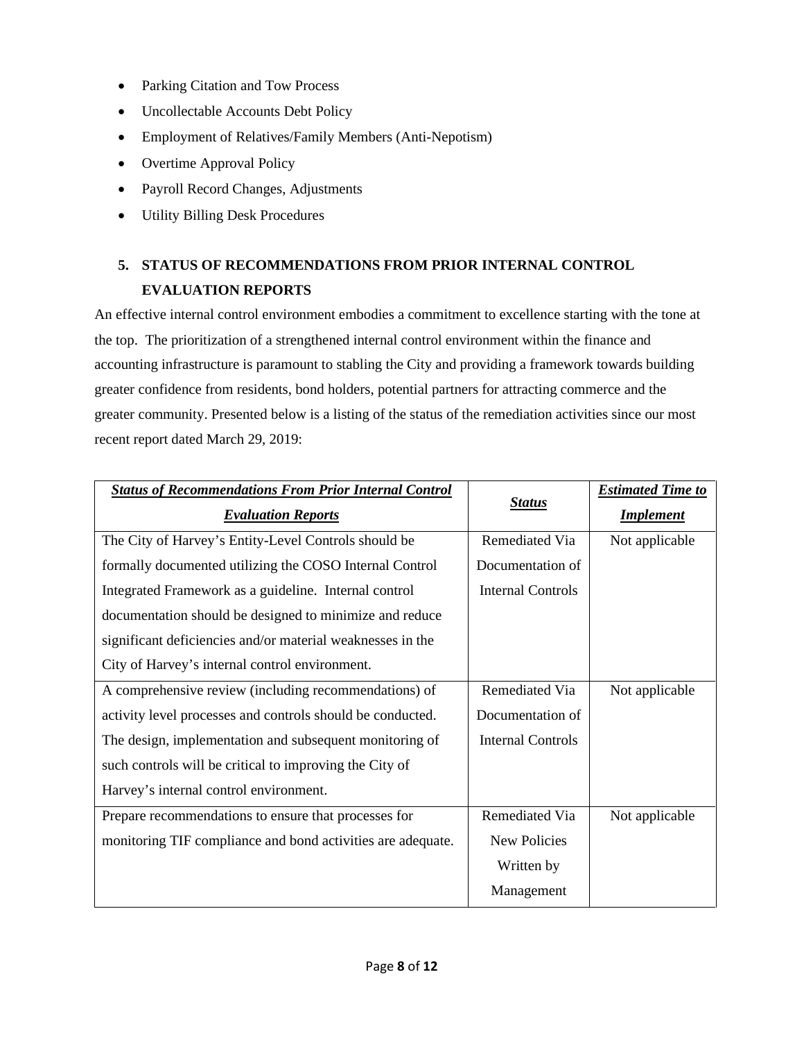- Parking Citation and Tow Process
- Uncollectable Accounts Debt Policy
- Employment of Relatives/Family Members (Anti-Nepotism)
- Overtime Approval Policy
- Payroll Record Changes, Adjustments
- Utility Billing Desk Procedures

## 5. STATUS OF RECOMMENDATIONS FROM PRIOR INTERNAL CONTROL EVALUATION REPORTS

An effective internal control environment embodies a commitment to excellence starting with the tone at the top. The prioritization of a strengthened internal control environment within the finance and accounting infrastructure is paramount to stabling the City and providing a framework towards building greater confidence from residents, bond holders, potential partners for attracting commerce and the greater community. Presented below is a listing of the status of the remediation activities since our most recent report dated March 29, 2019:

| ***Status of Recommendations From Prior Internal Control Evaluation Reports*** | ***Status*** | ***Estimated Time to Implement*** |
|---|---|---|
| The City of Harvey's Entity-Level Controls should be formally documented utilizing the COSO Internal Control Integrated Framework as a guideline. Internal control documentation should be designed to minimize and reduce significant deficiencies and/or material weaknesses in the City of Harvey's internal control environment. | Remediated Via Documentation of Internal Controls | Not applicable |
| A comprehensive review (including recommendations) of activity level processes and controls should be conducted. The design, implementation and subsequent monitoring of such controls will be critical to improving the City of Harvey's internal control environment. | Remediated Via Documentation of Internal Controls | Not applicable |
| Prepare recommendations to ensure that processes for monitoring TIF compliance and bond activities are adequate. | Remediated Via New Policies Written by Management | Not applicable |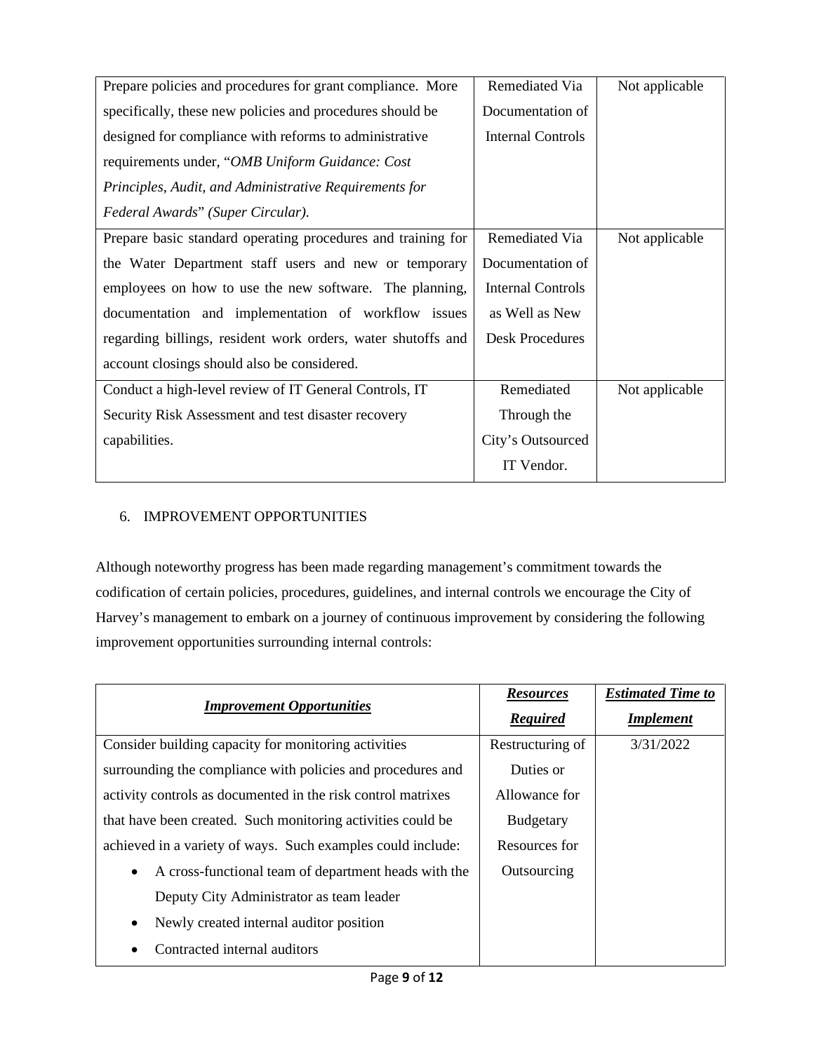| | | |
|---|---|---|
| Prepare policies and procedures for grant compliance. More specifically, these new policies and procedures should be designed for compliance with reforms to administrative requirements under, "*OMB Uniform Guidance: Cost Principles, Audit, and Administrative Requirements for Federal Awards*" *(Super Circular).* | Remediated Via Documentation of Internal Controls | Not applicable |
| Prepare basic standard operating procedures and training for the Water Department staff users and new or temporary employees on how to use the new software. The planning, documentation and implementation of workflow issues regarding billings, resident work orders, water shutoffs and account closings should also be considered. | Remediated Via Documentation of Internal Controls as Well as New Desk Procedures | Not applicable |
| Conduct a high-level review of IT General Controls, IT Security Risk Assessment and test disaster recovery capabilities. | Remediated Through the City's Outsourced IT Vendor. | Not applicable |

6. IMPROVEMENT OPPORTUNITIES

Although noteworthy progress has been made regarding management's commitment towards the codification of certain policies, procedures, guidelines, and internal controls we encourage the City of Harvey's management to embark on a journey of continuous improvement by considering the following improvement opportunities surrounding internal controls:

| ***Improvement Opportunities*** | ***Resources Required*** | ***Estimated Time to Implement*** |
|---|---|---|
| Consider building capacity for monitoring activities surrounding the compliance with policies and procedures and activity controls as documented in the risk control matrixes that have been created. Such monitoring activities could be achieved in a variety of ways. Such examples could include:<br>• A cross-functional team of department heads with the Deputy City Administrator as team leader<br>• Newly created internal auditor position<br>• Contracted internal auditors | Restructuring of Duties or Allowance for Budgetary Resources for Outsourcing | 3/31/2022 |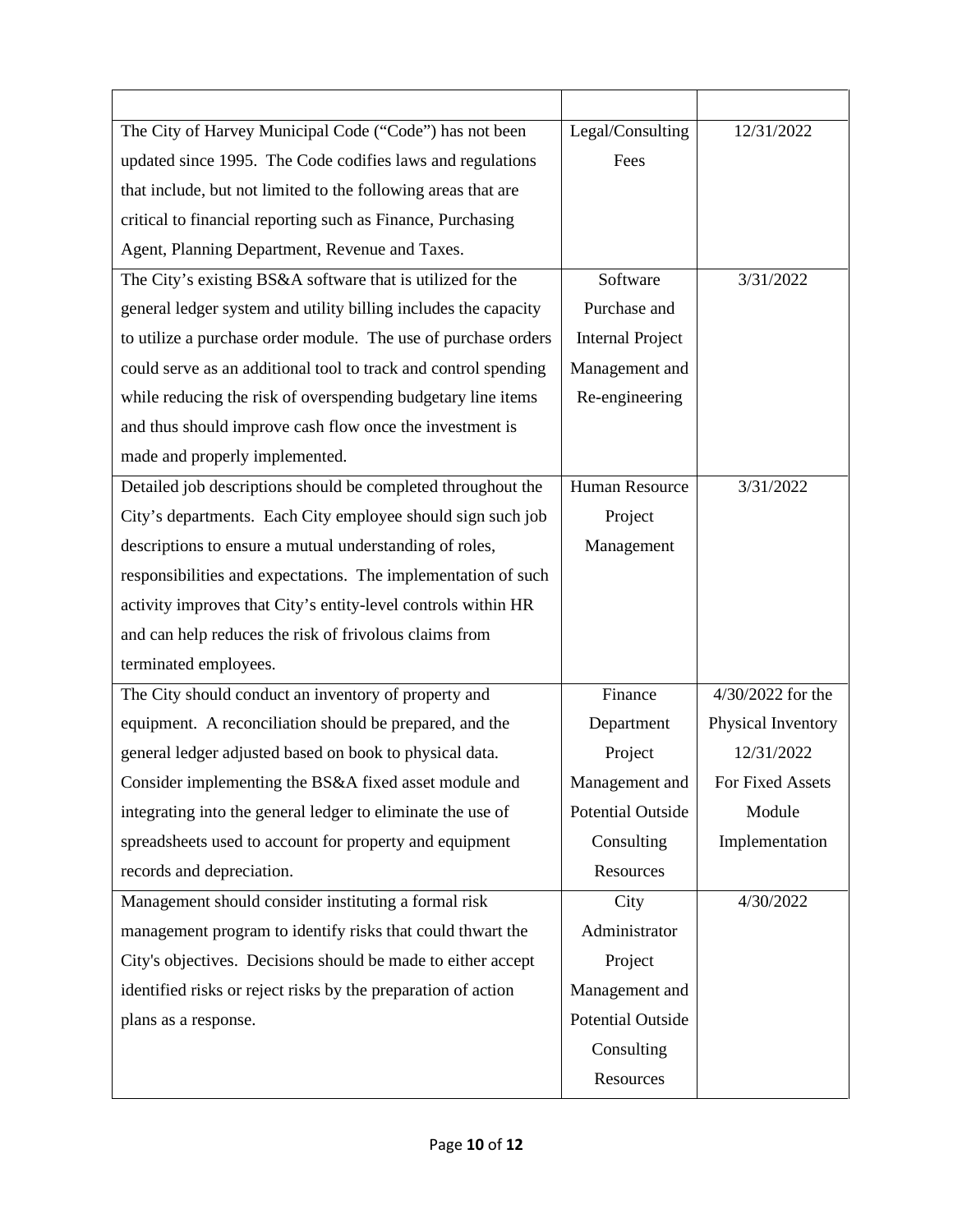| | | |
|---|---|---|
| The City of Harvey Municipal Code ("Code") has not been updated since 1995. The Code codifies laws and regulations that include, but not limited to the following areas that are critical to financial reporting such as Finance, Purchasing Agent, Planning Department, Revenue and Taxes. | Legal/Consulting Fees | 12/31/2022 |
| The City's existing BS&A software that is utilized for the general ledger system and utility billing includes the capacity to utilize a purchase order module. The use of purchase orders could serve as an additional tool to track and control spending while reducing the risk of overspending budgetary line items and thus should improve cash flow once the investment is made and properly implemented. | Software Purchase and Internal Project Management and Re-engineering | 3/31/2022 |
| Detailed job descriptions should be completed throughout the City's departments. Each City employee should sign such job descriptions to ensure a mutual understanding of roles, responsibilities and expectations. The implementation of such activity improves that City's entity-level controls within HR and can help reduces the risk of frivolous claims from terminated employees. | Human Resource Project Management | 3/31/2022 |
| The City should conduct an inventory of property and equipment. A reconciliation should be prepared, and the general ledger adjusted based on book to physical data. Consider implementing the BS&A fixed asset module and integrating into the general ledger to eliminate the use of spreadsheets used to account for property and equipment records and depreciation. | Finance Department Project Management and Potential Outside Consulting Resources | 4/30/2022 for the Physical Inventory 12/31/2022 For Fixed Assets Module Implementation |
| Management should consider instituting a formal risk management program to identify risks that could thwart the City's objectives. Decisions should be made to either accept identified risks or reject risks by the preparation of action plans as a response. | City Administrator Project Management and Potential Outside Consulting Resources | 4/30/2022 |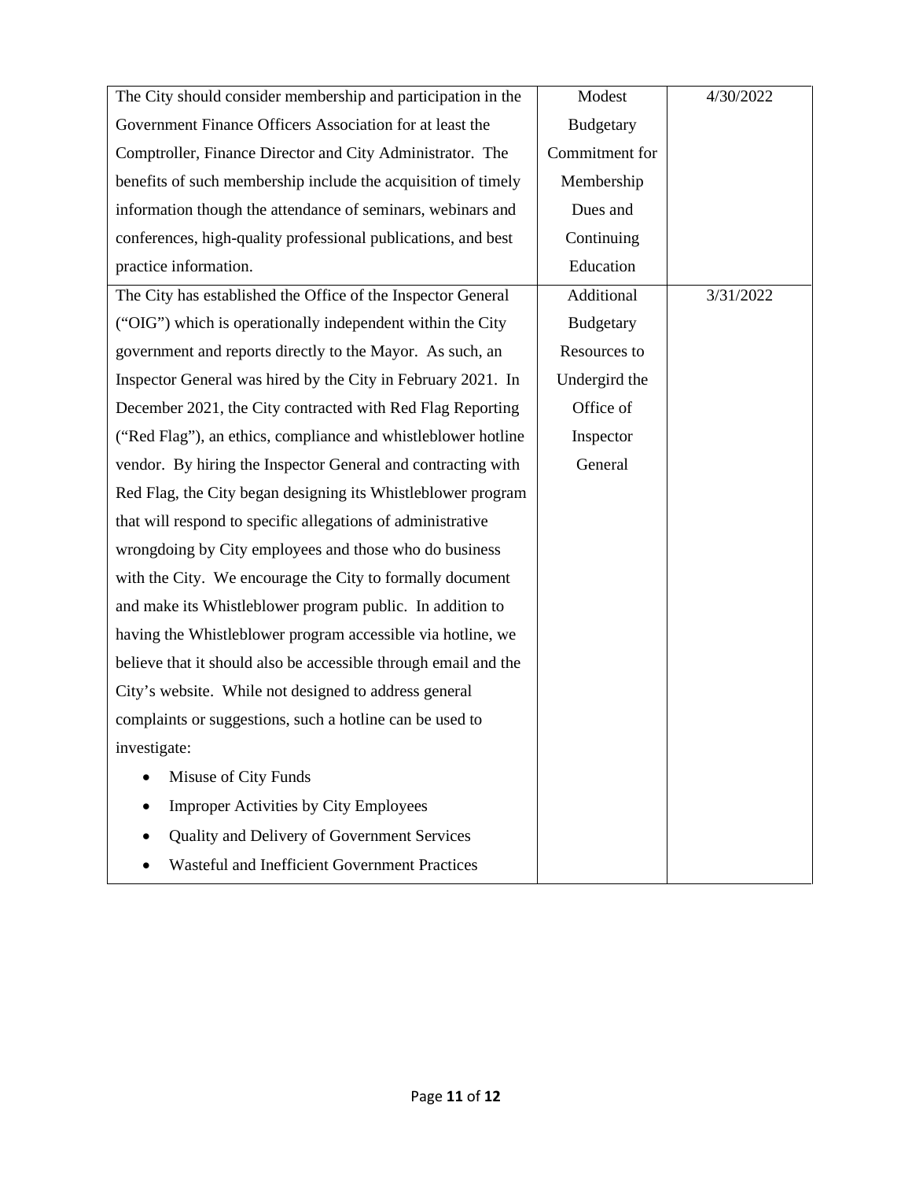| | | |
|---|---|---|
| The City should consider membership and participation in the Government Finance Officers Association for at least the Comptroller, Finance Director and City Administrator. The benefits of such membership include the acquisition of timely information though the attendance of seminars, webinars and conferences, high-quality professional publications, and best practice information. | Modest Budgetary Commitment for Membership Dues and Continuing Education | 4/30/2022 |
| The City has established the Office of the Inspector General ("OIG") which is operationally independent within the City government and reports directly to the Mayor. As such, an Inspector General was hired by the City in February 2021. In December 2021, the City contracted with Red Flag Reporting ("Red Flag"), an ethics, compliance and whistleblower hotline vendor. By hiring the Inspector General and contracting with Red Flag, the City began designing its Whistleblower program that will respond to specific allegations of administrative wrongdoing by City employees and those who do business with the City. We encourage the City to formally document and make its Whistleblower program public. In addition to having the Whistleblower program accessible via hotline, we believe that it should also be accessible through email and the City's website. While not designed to address general complaints or suggestions, such a hotline can be used to investigate:<br>• Misuse of City Funds<br>• Improper Activities by City Employees<br>• Quality and Delivery of Government Services<br>• Wasteful and Inefficient Government Practices | Additional Budgetary Resources to Undergird the Office of Inspector General | 3/31/2022 |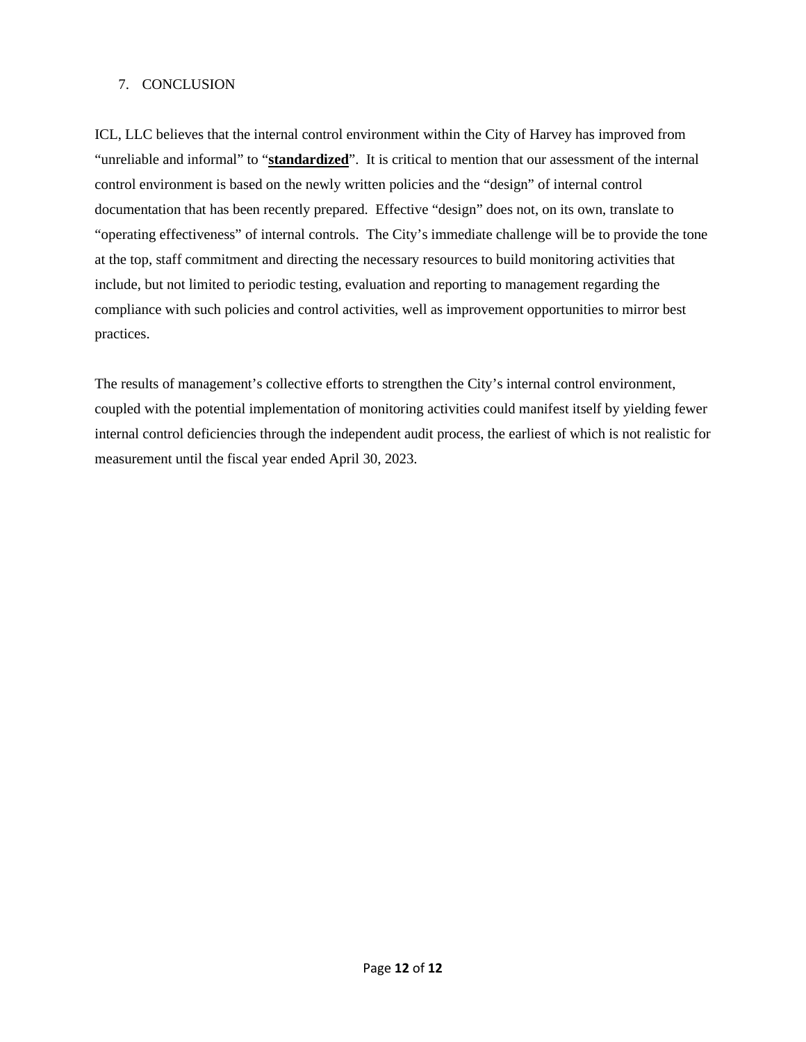## 7. CONCLUSION

ICL, LLC believes that the internal control environment within the City of Harvey has improved from "unreliable and informal" to "**standardized**". It is critical to mention that our assessment of the internal control environment is based on the newly written policies and the "design" of internal control documentation that has been recently prepared. Effective "design" does not, on its own, translate to "operating effectiveness" of internal controls. The City's immediate challenge will be to provide the tone at the top, staff commitment and directing the necessary resources to build monitoring activities that include, but not limited to periodic testing, evaluation and reporting to management regarding the compliance with such policies and control activities, well as improvement opportunities to mirror best practices.

The results of management's collective efforts to strengthen the City's internal control environment, coupled with the potential implementation of monitoring activities could manifest itself by yielding fewer internal control deficiencies through the independent audit process, the earliest of which is not realistic for measurement until the fiscal year ended April 30, 2023.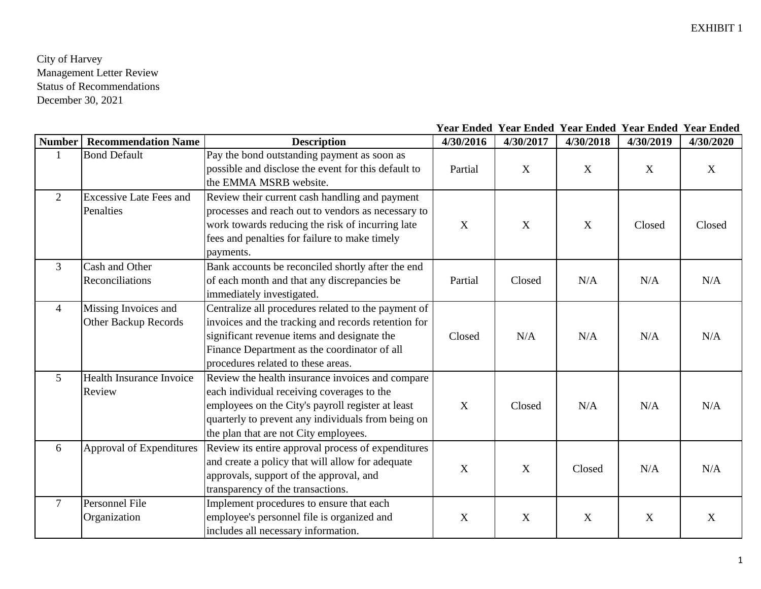EXHIBIT 1

City of Harvey
Management Letter Review
Status of Recommendations
December 30, 2021

| Number | Recommendation Name | Description | Year Ended 4/30/2016 | Year Ended 4/30/2017 | Year Ended 4/30/2018 | Year Ended 4/30/2019 | Year Ended 4/30/2020 |
|---|---|---|---|---|---|---|---|
| 1 | Bond Default | Pay the bond outstanding payment as soon as possible and disclose the event for this default to the EMMA MSRB website. | Partial | X | X | X | X |
| 2 | Excessive Late Fees and Penalties | Review their current cash handling and payment processes and reach out to vendors as necessary to work towards reducing the risk of incurring late fees and penalties for failure to make timely payments. | X | X | X | Closed | Closed |
| 3 | Cash and Other Reconciliations | Bank accounts be reconciled shortly after the end of each month and that any discrepancies be immediately investigated. | Partial | Closed | N/A | N/A | N/A |
| 4 | Missing Invoices and Other Backup Records | Centralize all procedures related to the payment of invoices and the tracking and records retention for significant revenue items and designate the Finance Department as the coordinator of all procedures related to these areas. | Closed | N/A | N/A | N/A | N/A |
| 5 | Health Insurance Invoice Review | Review the health insurance invoices and compare each individual receiving coverages to the employees on the City's payroll register at least quarterly to prevent any individuals from being on the plan that are not City employees. | X | Closed | N/A | N/A | N/A |
| 6 | Approval of Expenditures | Review its entire approval process of expenditures and create a policy that will allow for adequate approvals, support of the approval, and transparency of the transactions. | X | X | Closed | N/A | N/A |
| 7 | Personnel File Organization | Implement procedures to ensure that each employee's personnel file is organized and includes all necessary information. | X | X | X | X | X |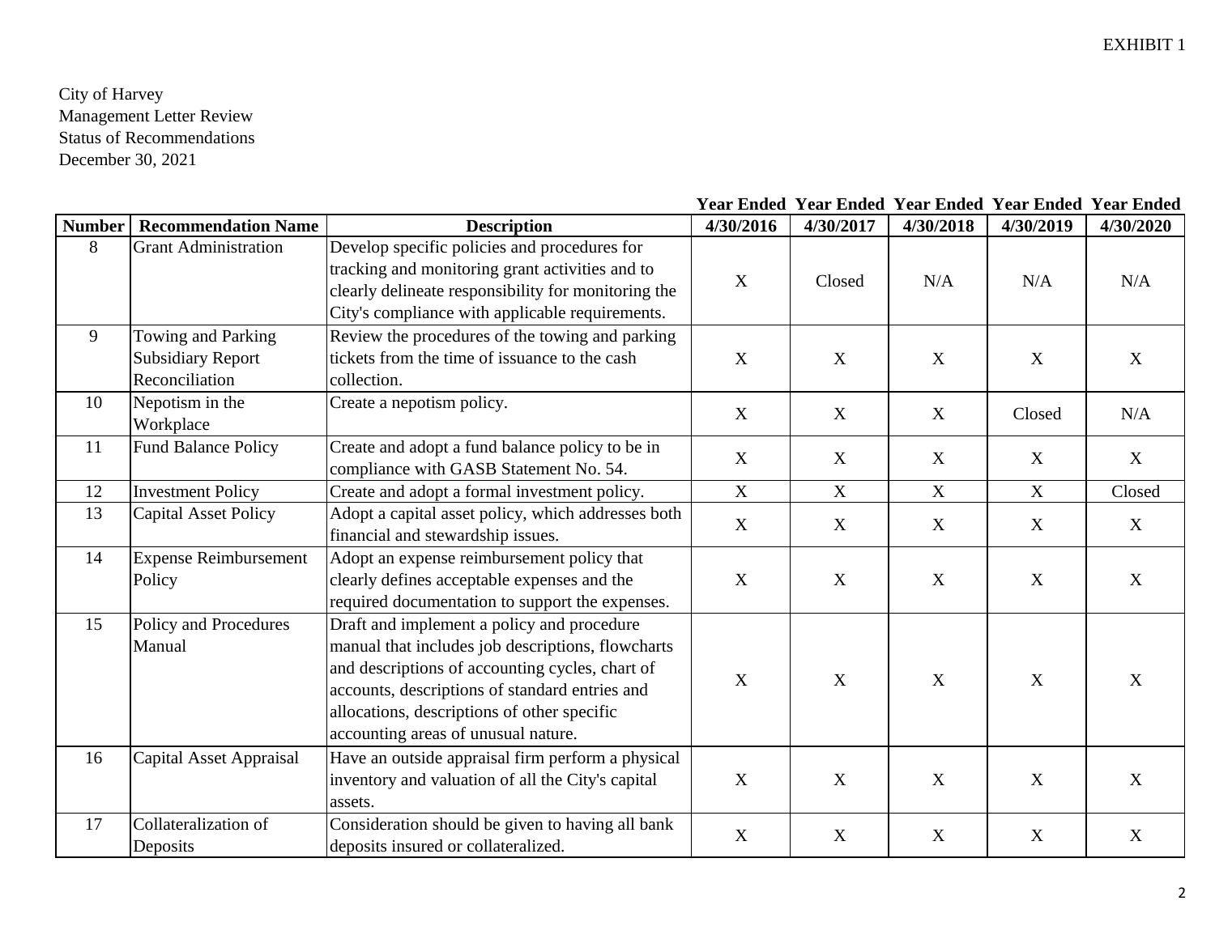EXHIBIT 1

City of Harvey
Management Letter Review
Status of Recommendations
December 30, 2021

| Number | Recommendation Name | Description | Year Ended 4/30/2016 | Year Ended 4/30/2017 | Year Ended 4/30/2018 | Year Ended 4/30/2019 | Year Ended 4/30/2020 |
|---|---|---|---|---|---|---|---|
| 8 | Grant Administration | Develop specific policies and procedures for tracking and monitoring grant activities and to clearly delineate responsibility for monitoring the City's compliance with applicable requirements. | X | Closed | N/A | N/A | N/A |
| 9 | Towing and Parking Subsidiary Report Reconciliation | Review the procedures of the towing and parking tickets from the time of issuance to the cash collection. | X | X | X | X | X |
| 10 | Nepotism in the Workplace | Create a nepotism policy. | X | X | X | Closed | N/A |
| 11 | Fund Balance Policy | Create and adopt a fund balance policy to be in compliance with GASB Statement No. 54. | X | X | X | X | X |
| 12 | Investment Policy | Create and adopt a formal investment policy. | X | X | X | X | Closed |
| 13 | Capital Asset Policy | Adopt a capital asset policy, which addresses both financial and stewardship issues. | X | X | X | X | X |
| 14 | Expense Reimbursement Policy | Adopt an expense reimbursement policy that clearly defines acceptable expenses and the required documentation to support the expenses. | X | X | X | X | X |
| 15 | Policy and Procedures Manual | Draft and implement a policy and procedure manual that includes job descriptions, flowcharts and descriptions of accounting cycles, chart of accounts, descriptions of standard entries and allocations, descriptions of other specific accounting areas of unusual nature. | X | X | X | X | X |
| 16 | Capital Asset Appraisal | Have an outside appraisal firm perform a physical inventory and valuation of all the City's capital assets. | X | X | X | X | X |
| 17 | Collateralization of Deposits | Consideration should be given to having all bank deposits insured or collateralized. | X | X | X | X | X |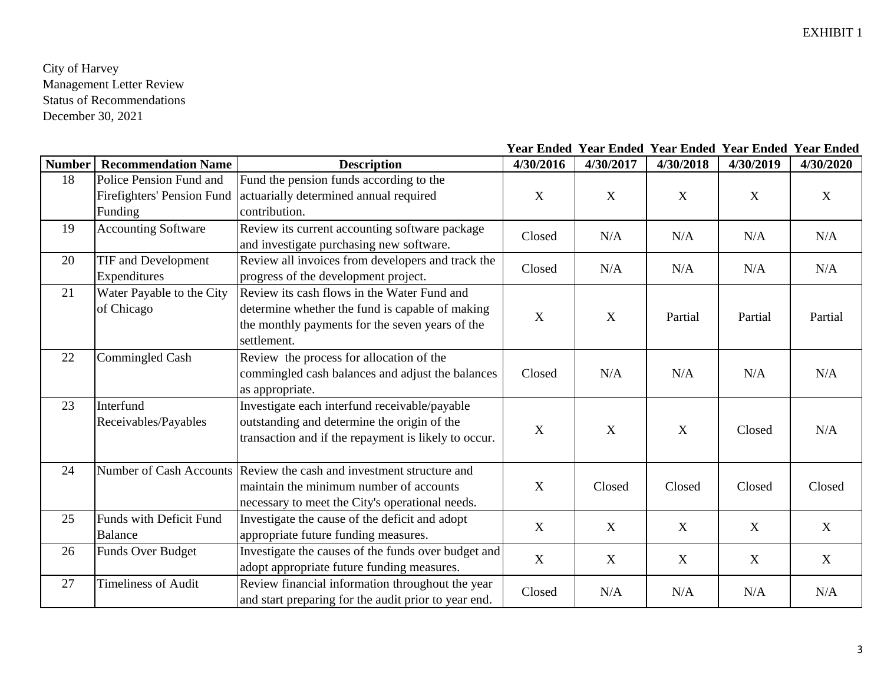EXHIBIT 1

City of Harvey
Management Letter Review
Status of Recommendations
December 30, 2021

| Number | Recommendation Name | Description | Year Ended 4/30/2016 | Year Ended 4/30/2017 | Year Ended 4/30/2018 | Year Ended 4/30/2019 | Year Ended 4/30/2020 |
|---|---|---|---|---|---|---|---|
| 18 | Police Pension Fund and Firefighters' Pension Fund Funding | Fund the pension funds according to the actuarially determined annual required contribution. | X | X | X | X | X |
| 19 | Accounting Software | Review its current accounting software package and investigate purchasing new software. | Closed | N/A | N/A | N/A | N/A |
| 20 | TIF and Development Expenditures | Review all invoices from developers and track the progress of the development project. | Closed | N/A | N/A | N/A | N/A |
| 21 | Water Payable to the City of Chicago | Review its cash flows in the Water Fund and determine whether the fund is capable of making the monthly payments for the seven years of the settlement. | X | X | Partial | Partial | Partial |
| 22 | Commingled Cash | Review the process for allocation of the commingled cash balances and adjust the balances as appropriate. | Closed | N/A | N/A | N/A | N/A |
| 23 | Interfund Receivables/Payables | Investigate each interfund receivable/payable outstanding and determine the origin of the transaction and if the repayment is likely to occur. | X | X | X | Closed | N/A |
| 24 | Number of Cash Accounts | Review the cash and investment structure and maintain the minimum number of accounts necessary to meet the City's operational needs. | X | Closed | Closed | Closed | Closed |
| 25 | Funds with Deficit Fund Balance | Investigate the cause of the deficit and adopt appropriate future funding measures. | X | X | X | X | X |
| 26 | Funds Over Budget | Investigate the causes of the funds over budget and adopt appropriate future funding measures. | X | X | X | X | X |
| 27 | Timeliness of Audit | Review financial information throughout the year and start preparing for the audit prior to year end. | Closed | N/A | N/A | N/A | N/A |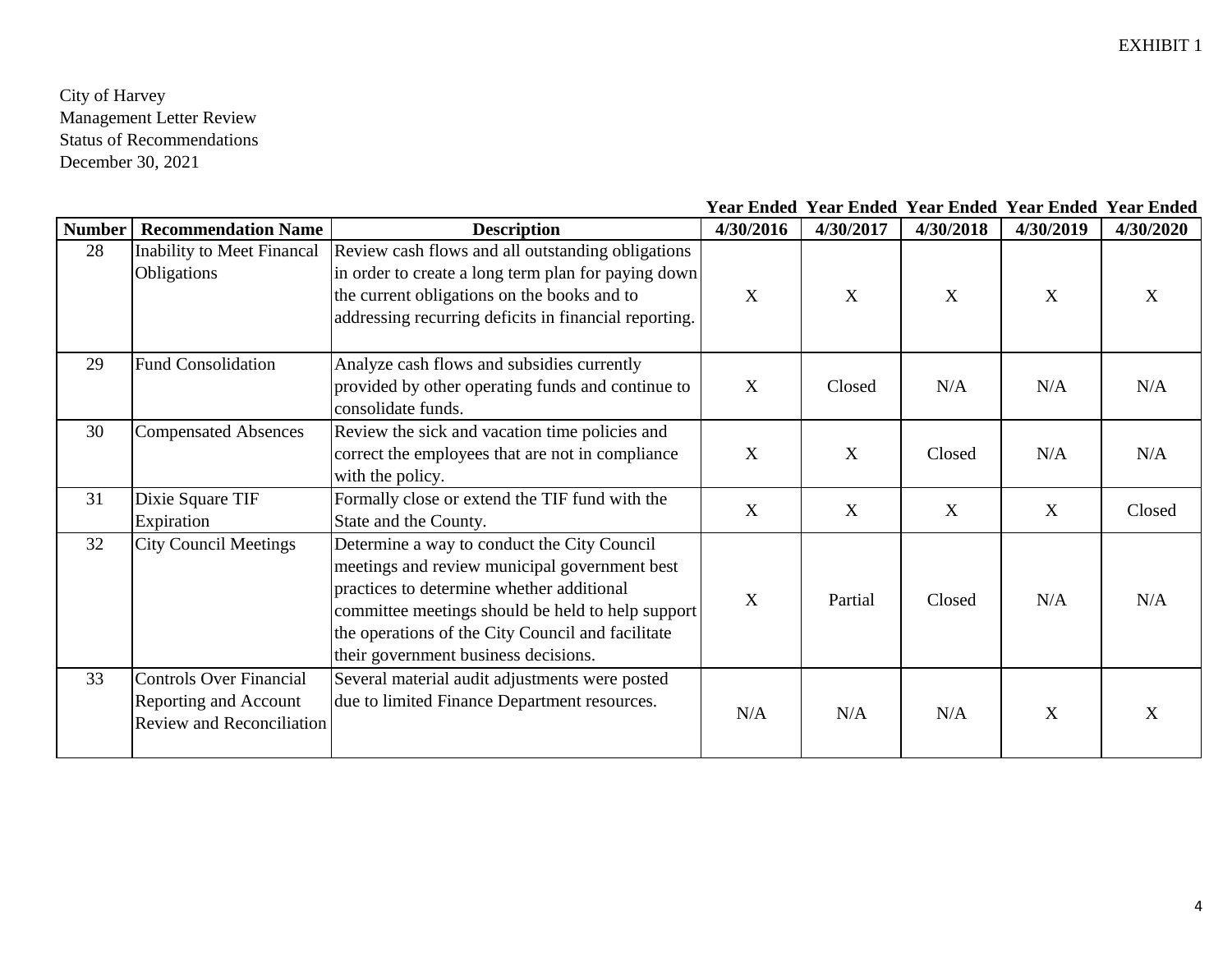EXHIBIT 1

City of Harvey
Management Letter Review
Status of Recommendations
December 30, 2021

| Number | Recommendation Name | Description | Year Ended 4/30/2016 | Year Ended 4/30/2017 | Year Ended 4/30/2018 | Year Ended 4/30/2019 | Year Ended 4/30/2020 |
|---|---|---|---|---|---|---|---|
| 28 | Inability to Meet Financal Obligations | Review cash flows and all outstanding obligations in order to create a long term plan for paying down the current obligations on the books and to addressing recurring deficits in financial reporting. | X | X | X | X | X |
| 29 | Fund Consolidation | Analyze cash flows and subsidies currently provided by other operating funds and continue to consolidate funds. | X | Closed | N/A | N/A | N/A |
| 30 | Compensated Absences | Review the sick and vacation time policies and correct the employees that are not in compliance with the policy. | X | X | Closed | N/A | N/A |
| 31 | Dixie Square TIF Expiration | Formally close or extend the TIF fund with the State and the County. | X | X | X | X | Closed |
| 32 | City Council Meetings | Determine a way to conduct the City Council meetings and review municipal government best practices to determine whether additional committee meetings should be held to help support the operations of the City Council and facilitate their government business decisions. | X | Partial | Closed | N/A | N/A |
| 33 | Controls Over Financial Reporting and Account Review and Reconciliation | Several material audit adjustments were posted due to limited Finance Department resources. | N/A | N/A | N/A | X | X |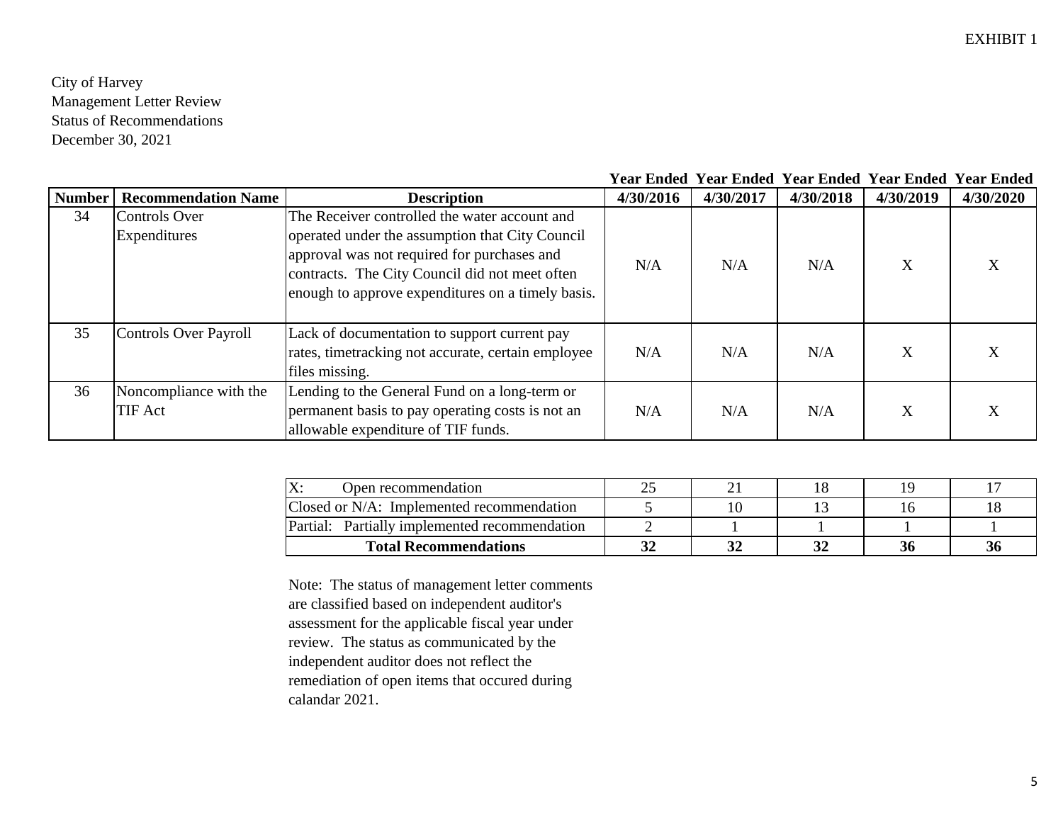EXHIBIT 1

City of Harvey
Management Letter Review
Status of Recommendations
December 30, 2021

| Number | Recommendation Name | Description | Year Ended 4/30/2016 | Year Ended 4/30/2017 | Year Ended 4/30/2018 | Year Ended 4/30/2019 | Year Ended 4/30/2020 |
|---|---|---|---|---|---|---|---|
| 34 | Controls Over Expenditures | The Receiver controlled the water account and operated under the assumption that City Council approval was not required for purchases and contracts. The City Council did not meet often enough to approve expenditures on a timely basis. | N/A | N/A | N/A | X | X |
| 35 | Controls Over Payroll | Lack of documentation to support current pay rates, timetracking not accurate, certain employee files missing. | N/A | N/A | N/A | X | X |
| 36 | Noncompliance with the TIF Act | Lending to the General Fund on a long-term or permanent basis to pay operating costs is not an allowable expenditure of TIF funds. | N/A | N/A | N/A | X | X |

| | 4/30/2016 | 4/30/2017 | 4/30/2018 | 4/30/2019 | 4/30/2020 |
|---|---|---|---|---|---|
| X: Open recommendation | 25 | 21 | 18 | 19 | 17 |
| Closed or N/A: Implemented recommendation | 5 | 10 | 13 | 16 | 18 |
| Partial: Partially implemented recommendation | 2 | 1 | 1 | 1 | 1 |
| **Total Recommendations** | **32** | **32** | **32** | **36** | **36** |

Note: The status of management letter comments are classified based on independent auditor's assessment for the applicable fiscal year under review. The status as communicated by the independent auditor does not reflect the remediation of open items that occured during calandar 2021.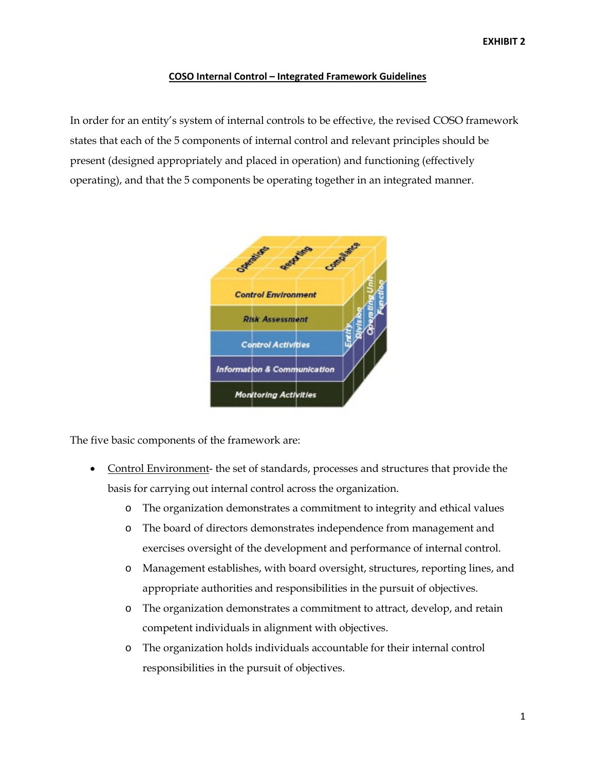**EXHIBIT 2**

## COSO Internal Control – Integrated Framework Guidelines

In order for an entity's system of internal controls to be effective, the revised COSO framework states that each of the 5 components of internal control and relevant principles should be present (designed appropriately and placed in operation) and functioning (effectively operating), and that the 5 components be operating together in an integrated manner.

The five basic components of the framework are:

- Control Environment- the set of standards, processes and structures that provide the basis for carrying out internal control across the organization.
  - The organization demonstrates a commitment to integrity and ethical values
  - The board of directors demonstrates independence from management and exercises oversight of the development and performance of internal control.
  - Management establishes, with board oversight, structures, reporting lines, and appropriate authorities and responsibilities in the pursuit of objectives.
  - The organization demonstrates a commitment to attract, develop, and retain competent individuals in alignment with objectives.
  - The organization holds individuals accountable for their internal control responsibilities in the pursuit of objectives.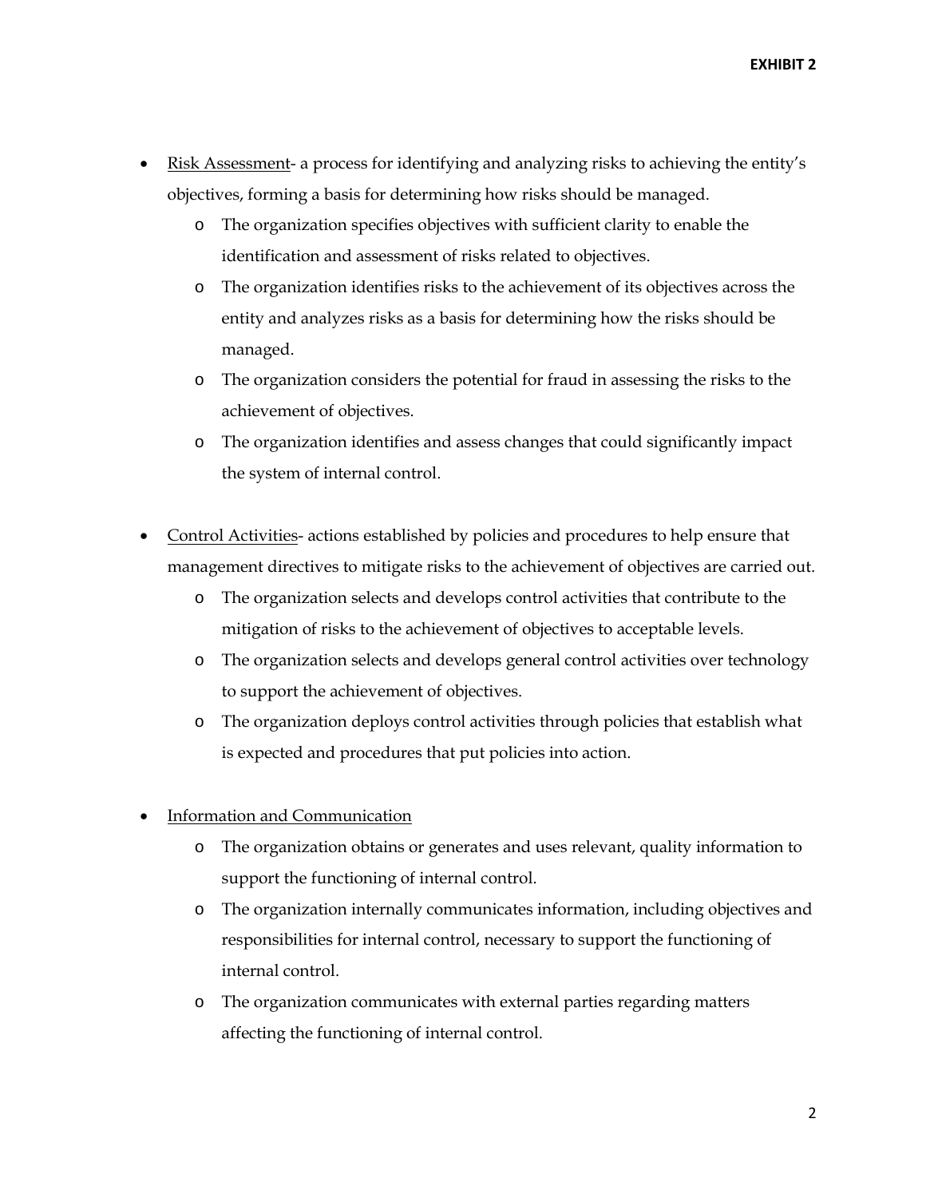**EXHIBIT 2**

- Risk Assessment- a process for identifying and analyzing risks to achieving the entity's objectives, forming a basis for determining how risks should be managed.
  - The organization specifies objectives with sufficient clarity to enable the identification and assessment of risks related to objectives.
  - The organization identifies risks to the achievement of its objectives across the entity and analyzes risks as a basis for determining how the risks should be managed.
  - The organization considers the potential for fraud in assessing the risks to the achievement of objectives.
  - The organization identifies and assess changes that could significantly impact the system of internal control.

- Control Activities- actions established by policies and procedures to help ensure that management directives to mitigate risks to the achievement of objectives are carried out.
  - The organization selects and develops control activities that contribute to the mitigation of risks to the achievement of objectives to acceptable levels.
  - The organization selects and develops general control activities over technology to support the achievement of objectives.
  - The organization deploys control activities through policies that establish what is expected and procedures that put policies into action.

- Information and Communication
  - The organization obtains or generates and uses relevant, quality information to support the functioning of internal control.
  - The organization internally communicates information, including objectives and responsibilities for internal control, necessary to support the functioning of internal control.
  - The organization communicates with external parties regarding matters affecting the functioning of internal control.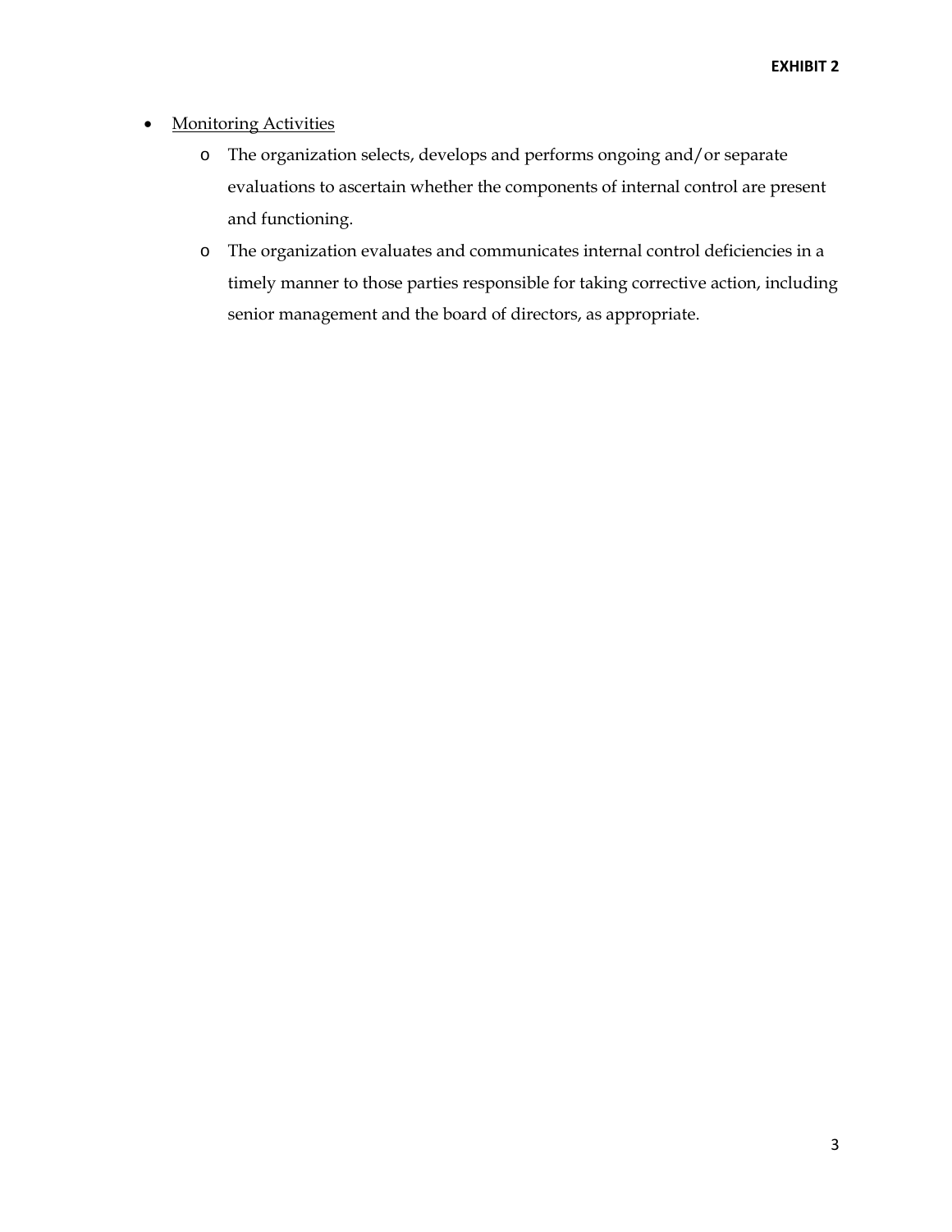- <u>Monitoring Activities</u>
  - The organization selects, develops and performs ongoing and/or separate evaluations to ascertain whether the components of internal control are present and functioning.
  - The organization evaluates and communicates internal control deficiencies in a timely manner to those parties responsible for taking corrective action, including senior management and the board of directors, as appropriate.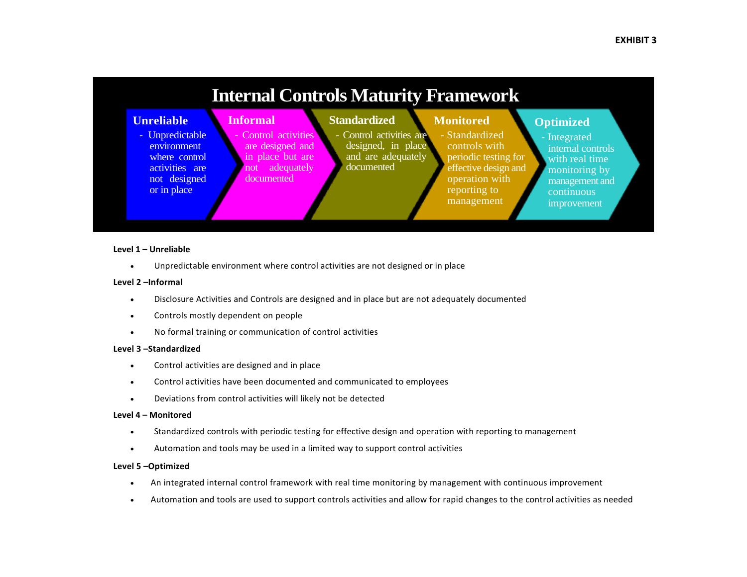EXHIBIT 3

# Internal Controls Maturity Framework

| Unreliable | Informal | Standardized | Monitored | Optimized |
|---|---|---|---|---|
| - Unpredictable environment where control activities are not designed or in place | - Control activities are designed and in place but are not adequately documented | - Control activities are designed, in place and are adequately documented | - Standardized controls with periodic testing for effective design and operation with reporting to management | - Integrated internal controls with real time monitoring by management and continuous improvement |

**Level 1 – Unreliable**

- Unpredictable environment where control activities are not designed or in place

**Level 2 –Informal**

- Disclosure Activities and Controls are designed and in place but are not adequately documented
- Controls mostly dependent on people
- No formal training or communication of control activities

**Level 3 –Standardized**

- Control activities are designed and in place
- Control activities have been documented and communicated to employees
- Deviations from control activities will likely not be detected

**Level 4 – Monitored**

- Standardized controls with periodic testing for effective design and operation with reporting to management
- Automation and tools may be used in a limited way to support control activities

**Level 5 –Optimized**

- An integrated internal control framework with real time monitoring by management with continuous improvement
- Automation and tools are used to support controls activities and allow for rapid changes to the control activities as needed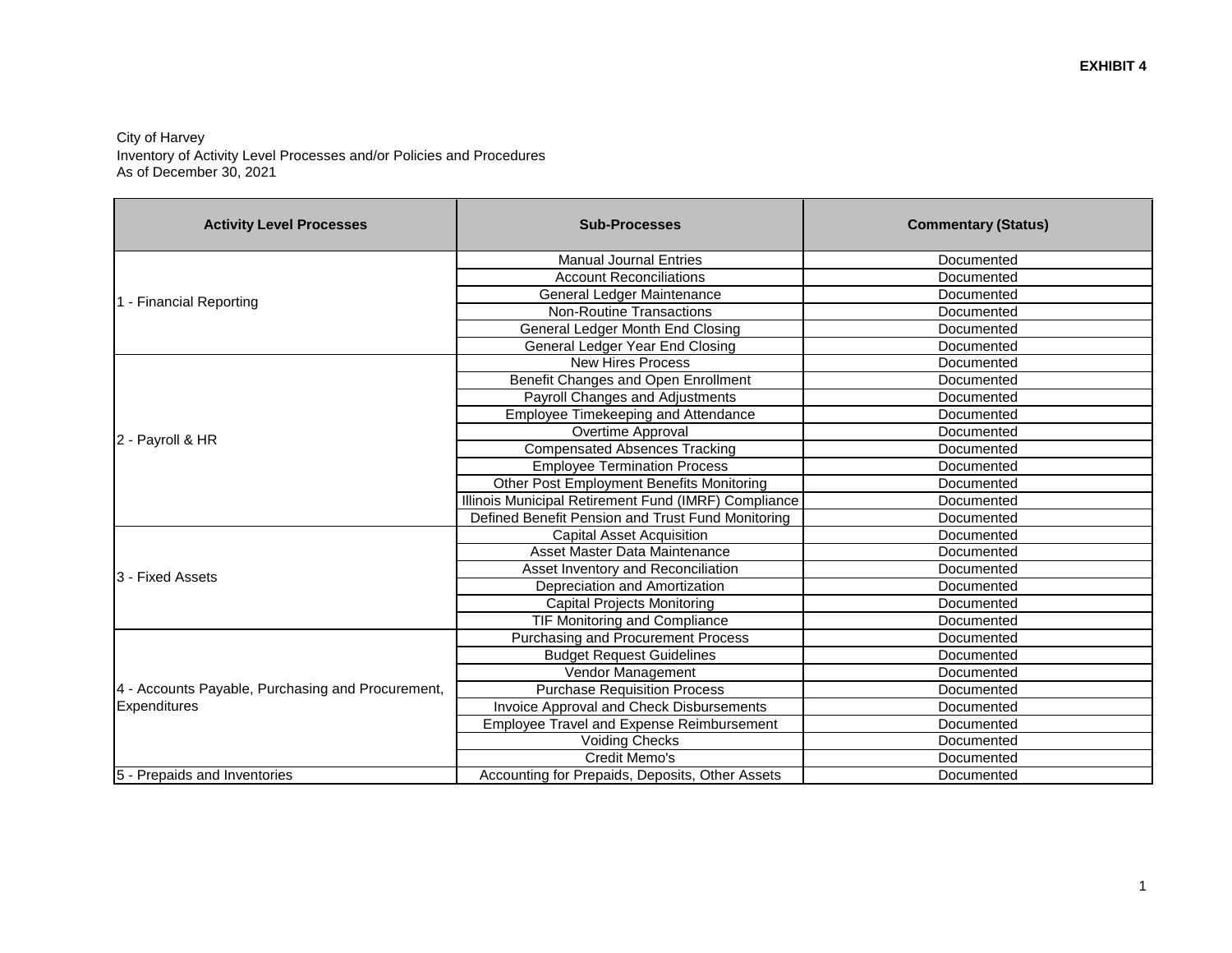**EXHIBIT 4**

City of Harvey
Inventory of Activity Level Processes and/or Policies and Procedures
As of December 30, 2021

| Activity Level Processes | Sub-Processes | Commentary (Status) |
|---|---|---|
| 1 - Financial Reporting | Manual Journal Entries | Documented |
| | Account Reconciliations | Documented |
| | General Ledger Maintenance | Documented |
| | Non-Routine Transactions | Documented |
| | General Ledger Month End Closing | Documented |
| | General Ledger Year End Closing | Documented |
| 2 - Payroll & HR | New Hires Process | Documented |
| | Benefit Changes and Open Enrollment | Documented |
| | Payroll Changes and Adjustments | Documented |
| | Employee Timekeeping and Attendance | Documented |
| | Overtime Approval | Documented |
| | Compensated Absences Tracking | Documented |
| | Employee Termination Process | Documented |
| | Other Post Employment Benefits Monitoring | Documented |
| | Illinois Municipal Retirement Fund (IMRF) Compliance | Documented |
| | Defined Benefit Pension and Trust Fund Monitoring | Documented |
| 3 - Fixed Assets | Capital Asset Acquisition | Documented |
| | Asset Master Data Maintenance | Documented |
| | Asset Inventory and Reconciliation | Documented |
| | Depreciation and Amortization | Documented |
| | Capital Projects Monitoring | Documented |
| | TIF Monitoring and Compliance | Documented |
| 4 - Accounts Payable, Purchasing and Procurement, Expenditures | Purchasing and Procurement Process | Documented |
| | Budget Request Guidelines | Documented |
| | Vendor Management | Documented |
| | Purchase Requisition Process | Documented |
| | Invoice Approval and Check Disbursements | Documented |
| | Employee Travel and Expense Reimbursement | Documented |
| | Voiding Checks | Documented |
| | Credit Memo's | Documented |
| 5 - Prepaids and Inventories | Accounting for Prepaids, Deposits, Other Assets | Documented |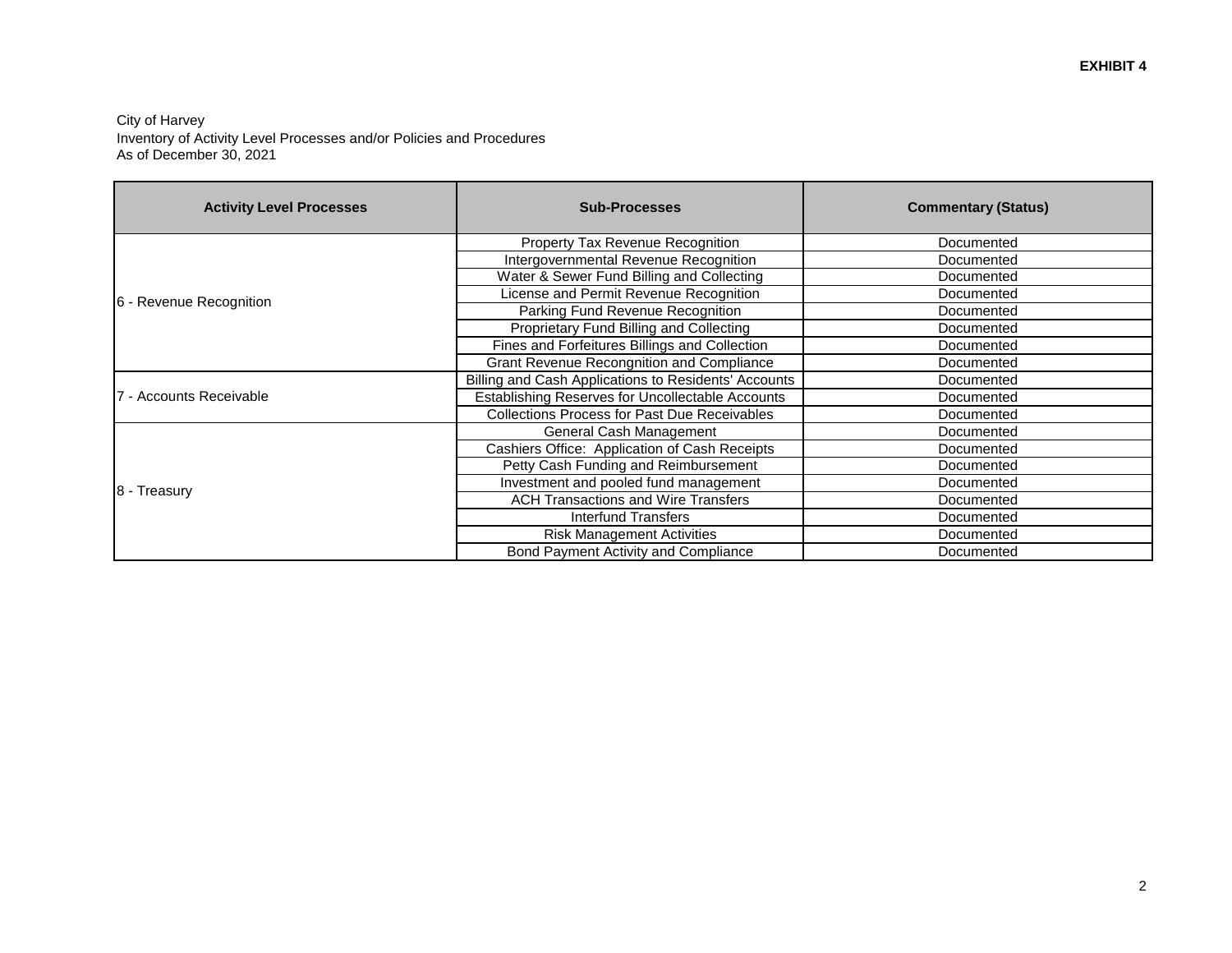**EXHIBIT 4**

City of Harvey
Inventory of Activity Level Processes and/or Policies and Procedures
As of December 30, 2021

| Activity Level Processes | Sub-Processes | Commentary (Status) |
|---|---|---|
| 6 - Revenue Recognition | Property Tax Revenue Recognition | Documented |
| | Intergovernmental Revenue Recognition | Documented |
| | Water & Sewer Fund Billing and Collecting | Documented |
| | License and Permit Revenue Recognition | Documented |
| | Parking Fund Revenue Recognition | Documented |
| | Proprietary Fund Billing and Collecting | Documented |
| | Fines and Forfeitures Billings and Collection | Documented |
| | Grant Revenue Recongnition and Compliance | Documented |
| 7 - Accounts Receivable | Billing and Cash Applications to Residents' Accounts | Documented |
| | Establishing Reserves for Uncollectable Accounts | Documented |
| | Collections Process for Past Due Receivables | Documented |
| 8 - Treasury | General Cash Management | Documented |
| | Cashiers Office: Application of Cash Receipts | Documented |
| | Petty Cash Funding and Reimbursement | Documented |
| | Investment and pooled fund management | Documented |
| | ACH Transactions and Wire Transfers | Documented |
| | Interfund Transfers | Documented |
| | Risk Management Activities | Documented |
| | Bond Payment Activity and Compliance | Documented |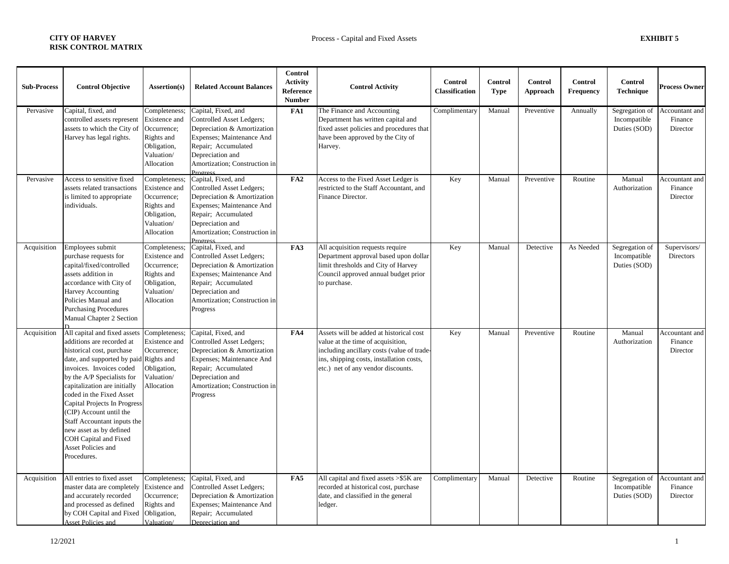**CITY OF HARVEY**
**RISK CONTROL MATRIX**

Process - Capital and Fixed Assets

**EXHIBIT 5**

| Sub-Process | Control Objective | Assertion(s) | Related Account Balances | Control Activity Reference Number | Control Activity | Control Classification | Control Type | Control Approach | Control Frequency | Control Technique | Process Owner |
|---|---|---|---|---|---|---|---|---|---|---|---|
| Pervasive | Capital, fixed, and controlled assets represent assets to which the City of Harvey has legal rights. | Completeness; Existence and Occurrence; Rights and Obligation, Valuation/ Allocation | Capital, Fixed, and Controlled Asset Ledgers; Depreciation & Amortization Expenses; Maintenance And Repair; Accumulated Depreciation and Amortization; Construction in Progress | **FA1** | The Finance and Accounting Department has written capital and fixed asset policies and procedures that have been approved by the City of Harvey. | Complimentary | Manual | Preventive | Annually | Segregation of Incompatible Duties (SOD) | Accountant and Finance Director |
| Pervasive | Access to sensitive fixed assets related transactions is limited to appropriate individuals. | Completeness; Existence and Occurrence; Rights and Obligation, Valuation/ Allocation | Capital, Fixed, and Controlled Asset Ledgers; Depreciation & Amortization Expenses; Maintenance And Repair; Accumulated Depreciation and Amortization; Construction in Progress | **FA2** | Access to the Fixed Asset Ledger is restricted to the Staff Accountant, and Finance Director. | Key | Manual | Preventive | Routine | Manual Authorization | Accountant and Finance Director |
| Acquisition | Employees submit purchase requests for capital/fixed/controlled assets addition in accordance with City of Harvey Accounting Policies Manual and Purchasing Procedures Manual Chapter 2 Section D | Completeness; Existence and Occurrence; Rights and Obligation, Valuation/ Allocation | Capital, Fixed, and Controlled Asset Ledgers; Depreciation & Amortization Expenses; Maintenance And Repair; Accumulated Depreciation and Amortization; Construction in Progress | **FA3** | All acquisition requests require Department approval based upon dollar limit thresholds and City of Harvey Council approved annual budget prior to purchase. | Key | Manual | Detective | As Needed | Segregation of Incompatible Duties (SOD) | Supervisors/ Directors |
| Acquisition | All capital and fixed assets additions are recorded at historical cost, purchase date, and supported by paid invoices. Invoices coded by the A/P Specialists for capitalization are initially coded in the Fixed Asset Capital Projects In Progress (CIP) Account until the Staff Accountant inputs the new asset as by defined COH Capital and Fixed Asset Policies and Procedures. | Completeness; Existence and Occurrence; Rights and Obligation, Valuation/ Allocation | Capital, Fixed, and Controlled Asset Ledgers; Depreciation & Amortization Expenses; Maintenance And Repair; Accumulated Depreciation and Amortization; Construction in Progress | **FA4** | Assets will be added at historical cost value at the time of acquisition, including ancillary costs (value of trade-ins, shipping costs, installation costs, etc.) net of any vendor discounts. | Key | Manual | Preventive | Routine | Manual Authorization | Accountant and Finance Director |
| Acquisition | All entries to fixed asset master data are completely and accurately recorded and processed as defined by COH Capital and Fixed Asset Policies and | Completeness; Existence and Occurrence; Rights and Obligation, Valuation/ | Capital, Fixed, and Controlled Asset Ledgers; Depreciation & Amortization Expenses; Maintenance And Repair; Accumulated Depreciation and | **FA5** | All capital and fixed assets >$5K are recorded at historical cost, purchase date, and classified in the general ledger. | Complimentary | Manual | Detective | Routine | Segregation of Incompatible Duties (SOD) | Accountant and Finance Director |

12/2021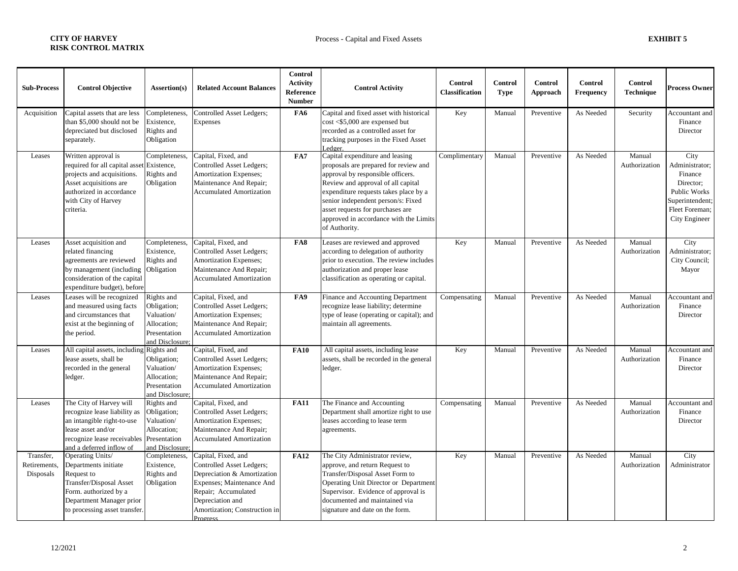**CITY OF HARVEY**
**RISK CONTROL MATRIX**

Process - Capital and Fixed Assets

**EXHIBIT 5**

| Sub-Process | Control Objective | Assertion(s) | Related Account Balances | Control Activity Reference Number | Control Activity | Control Classification | Control Type | Control Approach | Control Frequency | Control Technique | Process Owner |
|---|---|---|---|---|---|---|---|---|---|---|---|
| Acquisition | Capital assets that are less than $5,000 should not be depreciated but disclosed separately. | Completeness, Existence, Rights and Obligation | Controlled Asset Ledgers; Expenses | **FA6** | Capital and fixed asset with historical cost <$5,000 are expensed but recorded as a controlled asset for tracking purposes in the Fixed Asset Ledger. | Key | Manual | Preventive | As Needed | Security | Accountant and Finance Director |
| Leases | Written approval is required for all capital asset projects and acquisitions. Asset acquisitions are authorized in accordance with City of Harvey criteria. | Completeness, Existence, Rights and Obligation | Capital, Fixed, and Controlled Asset Ledgers; Amortization Expenses; Maintenance And Repair; Accumulated Amortization | **FA7** | Capital expenditure and leasing proposals are prepared for review and approval by responsible officers. Review and approval of all capital expenditure requests takes place by a senior independent person/s: Fixed asset requests for purchases are approved in accordance with the Limits of Authority. | Complimentary | Manual | Preventive | As Needed | Manual Authorization | City Administrator; Finance Director; Public Works Superintendent; Fleet Foreman; City Engineer |
| Leases | Asset acquisition and related financing agreements are reviewed by management (including consideration of the capital expenditure budget), before | Completeness, Existence, Rights and Obligation | Capital, Fixed, and Controlled Asset Ledgers; Amortization Expenses; Maintenance And Repair; Accumulated Amortization | **FA8** | Leases are reviewed and approved according to delegation of authority prior to execution. The review includes authorization and proper lease classification as operating or capital. | Key | Manual | Preventive | As Needed | Manual Authorization | City Administrator; City Council; Mayor |
| Leases | Leases will be recognized and measured using facts and circumstances that exist at the beginning of the period. | Rights and Obligation; Valuation/ Allocation; Presentation and Disclosure; | Capital, Fixed, and Controlled Asset Ledgers; Amortization Expenses; Maintenance And Repair; Accumulated Amortization | **FA9** | Finance and Accounting Department recognize lease liability; determine type of lease (operating or capital); and maintain all agreements. | Compensating | Manual | Preventive | As Needed | Manual Authorization | Accountant and Finance Director |
| Leases | All capital assets, including lease assets, shall be recorded in the general ledger. | Rights and Obligation; Valuation/ Allocation; Presentation and Disclosure; | Capital, Fixed, and Controlled Asset Ledgers; Amortization Expenses; Maintenance And Repair; Accumulated Amortization | **FA10** | All capital assets, including lease assets, shall be recorded in the general ledger. | Key | Manual | Preventive | As Needed | Manual Authorization | Accountant and Finance Director |
| Leases | The City of Harvey will recognize lease liability as an intangible right-to-use lease asset and/or recognize lease receivables and a deferred inflow of | Rights and Obligation; Valuation/ Allocation; Presentation and Disclosure; | Capital, Fixed, and Controlled Asset Ledgers; Amortization Expenses; Maintenance And Repair; Accumulated Amortization | **FA11** | The Finance and Accounting Department shall amortize right to use leases according to lease term agreements. | Compensating | Manual | Preventive | As Needed | Manual Authorization | Accountant and Finance Director |
| Transfer, Retirements, Disposals | Operating Units/ Departments initiate Request to Transfer/Disposal Asset Form. authorized by a Department Manager prior to processing asset transfer. | Completeness, Existence, Rights and Obligation | Capital, Fixed, and Controlled Asset Ledgers; Depreciation & Amortization Expenses; Maintenance And Repair; Accumulated Depreciation and Amortization; Construction in Progress | **FA12** | The City Administrator review, approve, and return Request to Transfer/Disposal Asset Form to Operating Unit Director or Department Supervisor. Evidence of approval is documented and maintained via signature and date on the form. | Key | Manual | Preventive | As Needed | Manual Authorization | City Administrator |

12/2021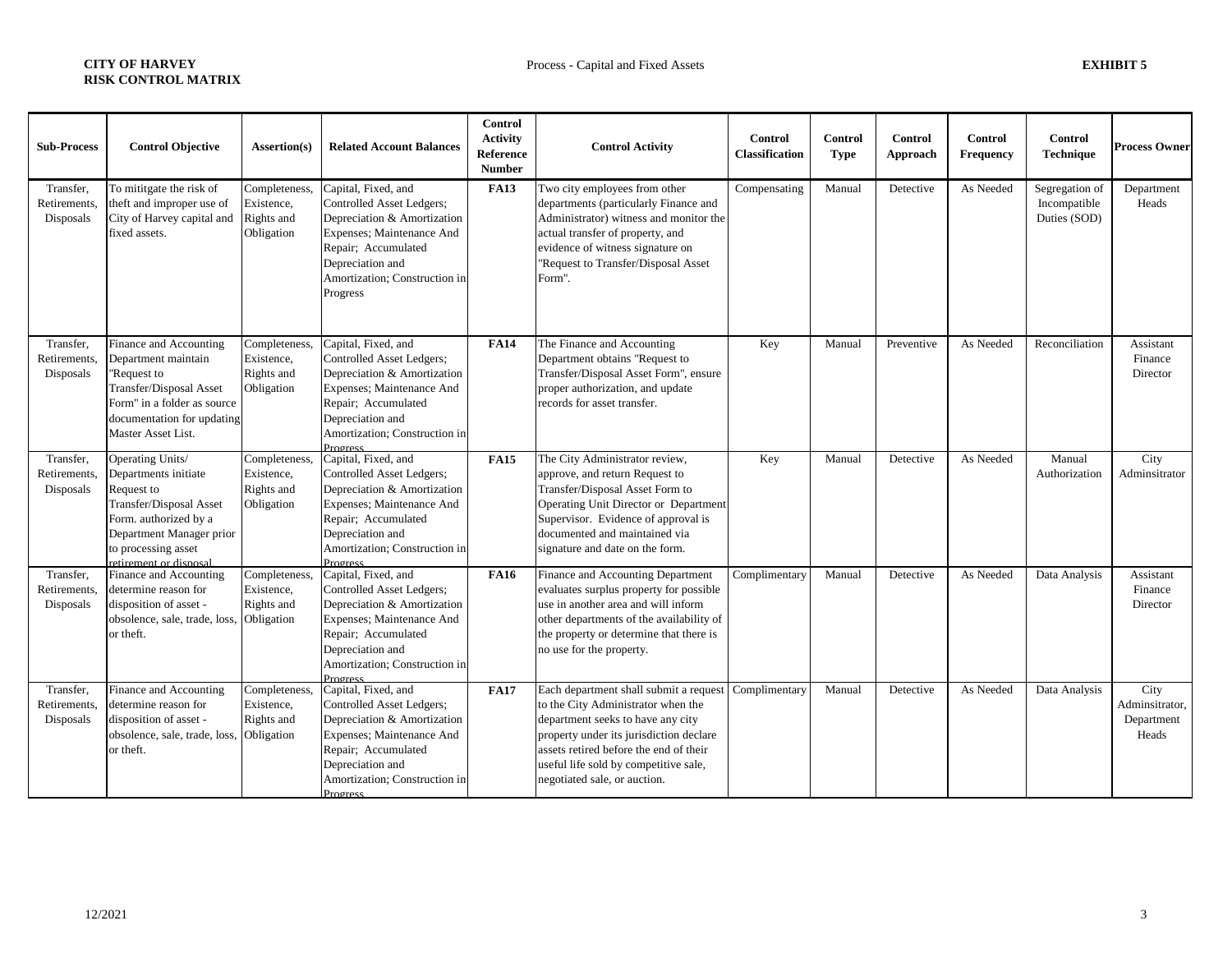**CITY OF HARVEY**
**RISK CONTROL MATRIX**

Process - Capital and Fixed Assets

**EXHIBIT 5**

| Sub-Process | Control Objective | Assertion(s) | Related Account Balances | Control Activity Reference Number | Control Activity | Control Classification | Control Type | Control Approach | Control Frequency | Control Technique | Process Owner |
|---|---|---|---|---|---|---|---|---|---|---|---|
| Transfer, Retirements, Disposals | To mititgate the risk of theft and improper use of City of Harvey capital and fixed assets. | Completeness, Existence, Rights and Obligation | Capital, Fixed, and Controlled Asset Ledgers; Depreciation & Amortization Expenses; Maintenance And Repair; Accumulated Depreciation and Amortization; Construction in Progress | **FA13** | Two city employees from other departments (particularly Finance and Administrator) witness and monitor the actual transfer of property, and evidence of witness signature on "Request to Transfer/Disposal Asset Form". | Compensating | Manual | Detective | As Needed | Segregation of Incompatible Duties (SOD) | Department Heads |
| Transfer, Retirements, Disposals | Finance and Accounting Department maintain "Request to Transfer/Disposal Asset Form" in a folder as source documentation for updating Master Asset List. | Completeness, Existence, Rights and Obligation | Capital, Fixed, and Controlled Asset Ledgers; Depreciation & Amortization Expenses; Maintenance And Repair; Accumulated Depreciation and Amortization; Construction in Progress | **FA14** | The Finance and Accounting Department obtains "Request to Transfer/Disposal Asset Form", ensure proper authorization, and update records for asset transfer. | Key | Manual | Preventive | As Needed | Reconciliation | Assistant Finance Director |
| Transfer, Retirements, Disposals | Operating Units/ Departments initiate Request to Transfer/Disposal Asset Form. authorized by a Department Manager prior to processing asset retirement or disposal. | Completeness, Existence, Rights and Obligation | Capital, Fixed, and Controlled Asset Ledgers; Depreciation & Amortization Expenses; Maintenance And Repair; Accumulated Depreciation and Amortization; Construction in Progress | **FA15** | The City Administrator review, approve, and return Request to Transfer/Disposal Asset Form to Operating Unit Director or Department Supervisor. Evidence of approval is documented and maintained via signature and date on the form. | Key | Manual | Detective | As Needed | Manual Authorization | City Adminsitrator |
| Transfer, Retirements, Disposals | Finance and Accounting determine reason for disposition of asset - obsolence, sale, trade, loss, or theft. | Completeness, Existence, Rights and Obligation | Capital, Fixed, and Controlled Asset Ledgers; Depreciation & Amortization Expenses; Maintenance And Repair; Accumulated Depreciation and Amortization; Construction in Progress | **FA16** | Finance and Accounting Department evaluates surplus property for possible use in another area and will inform other departments of the availability of the property or determine that there is no use for the property. | Complimentary | Manual | Detective | As Needed | Data Analysis | Assistant Finance Director |
| Transfer, Retirements, Disposals | Finance and Accounting determine reason for disposition of asset - obsolence, sale, trade, loss, or theft. | Completeness, Existence, Rights and Obligation | Capital, Fixed, and Controlled Asset Ledgers; Depreciation & Amortization Expenses; Maintenance And Repair; Accumulated Depreciation and Amortization; Construction in Progress | **FA17** | Each department shall submit a request to the City Administrator when the department seeks to have any city property under its jurisdiction declare assets retired before the end of their useful life sold by competitive sale, negotiated sale, or auction. | Complimentary | Manual | Detective | As Needed | Data Analysis | City Adminsitrator, Department Heads |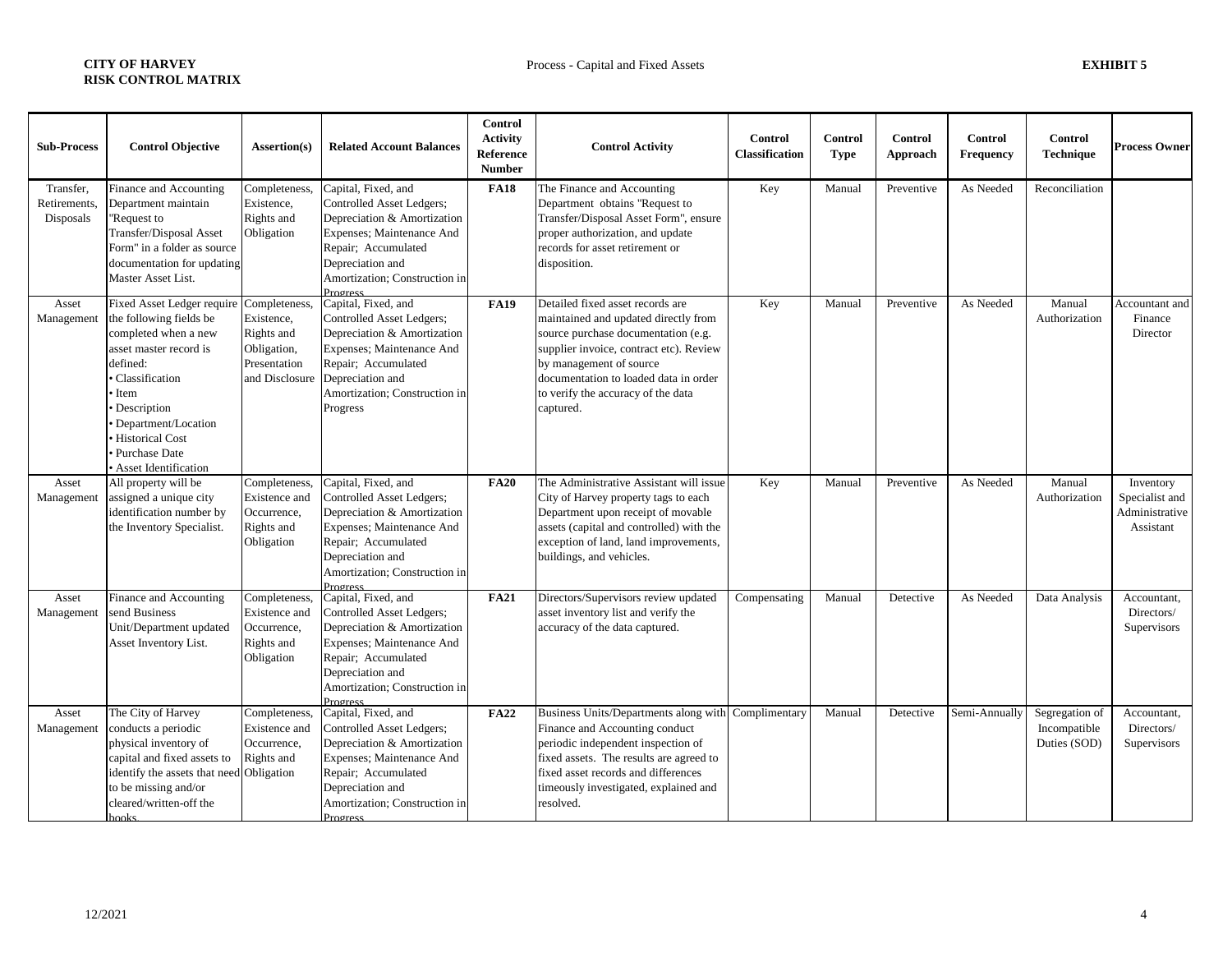**CITY OF HARVEY**
**RISK CONTROL MATRIX**

Process - Capital and Fixed Assets

**EXHIBIT 5**

| Sub-Process | Control Objective | Assertion(s) | Related Account Balances | Control Activity Reference Number | Control Activity | Control Classification | Control Type | Control Approach | Control Frequency | Control Technique | Process Owner |
|---|---|---|---|---|---|---|---|---|---|---|---|
| Transfer, Retirements, Disposals | Finance and Accounting Department maintain "Request to Transfer/Disposal Asset Form" in a folder as source documentation for updating Master Asset List. | Completeness, Existence, Rights and Obligation | Capital, Fixed, and Controlled Asset Ledgers; Depreciation & Amortization Expenses; Maintenance And Repair; Accumulated Depreciation and Amortization; Construction in Progress | **FA18** | The Finance and Accounting Department obtains "Request to Transfer/Disposal Asset Form", ensure proper authorization, and update records for asset retirement or disposition. | Key | Manual | Preventive | As Needed | Reconciliation | |
| Asset Management | Fixed Asset Ledger require the following fields be completed when a new asset master record is defined:<br>• Classification<br>• Item<br>• Description<br>• Department/Location<br>• Historical Cost<br>• Purchase Date<br>• Asset Identification | Completeness, Existence, Rights and Obligation, Presentation and Disclosure | Capital, Fixed, and Controlled Asset Ledgers; Depreciation & Amortization Expenses; Maintenance And Repair; Accumulated Depreciation and Amortization; Construction in Progress | **FA19** | Detailed fixed asset records are maintained and updated directly from source purchase documentation (e.g. supplier invoice, contract etc). Review by management of source documentation to loaded data in order to verify the accuracy of the data captured. | Key | Manual | Preventive | As Needed | Manual Authorization | Accountant and Finance Director |
| Asset Management | All property will be assigned a unique city identification number by the Inventory Specialist. | Completeness, Existence and Occurrence, Rights and Obligation | Capital, Fixed, and Controlled Asset Ledgers; Depreciation & Amortization Expenses; Maintenance And Repair; Accumulated Depreciation and Amortization; Construction in Progress | **FA20** | The Administrative Assistant will issue City of Harvey property tags to each Department upon receipt of movable assets (capital and controlled) with the exception of land, land improvements, buildings, and vehicles. | Key | Manual | Preventive | As Needed | Manual Authorization | Inventory Specialist and Administrative Assistant |
| Asset Management | Finance and Accounting send Business Unit/Department updated Asset Inventory List. | Completeness, Existence and Occurrence, Rights and Obligation | Capital, Fixed, and Controlled Asset Ledgers; Depreciation & Amortization Expenses; Maintenance And Repair; Accumulated Depreciation and Amortization; Construction in Progress | **FA21** | Directors/Supervisors review updated asset inventory list and verify the accuracy of the data captured. | Compensating | Manual | Detective | As Needed | Data Analysis | Accountant, Directors/ Supervisors |
| Asset Management | The City of Harvey conducts a periodic physical inventory of capital and fixed assets to identify the assets that need to be missing and/or cleared/written-off the books. | Completeness, Existence and Occurrence, Rights and Obligation | Capital, Fixed, and Controlled Asset Ledgers; Depreciation & Amortization Expenses; Maintenance And Repair; Accumulated Depreciation and Amortization; Construction in Progress | **FA22** | Business Units/Departments along with Finance and Accounting conduct periodic independent inspection of fixed assets. The results are agreed to fixed asset records and differences timeously investigated, explained and resolved. | Complimentary | Manual | Detective | Semi-Annually | Segregation of Incompatible Duties (SOD) | Accountant, Directors/ Supervisors |

12/2021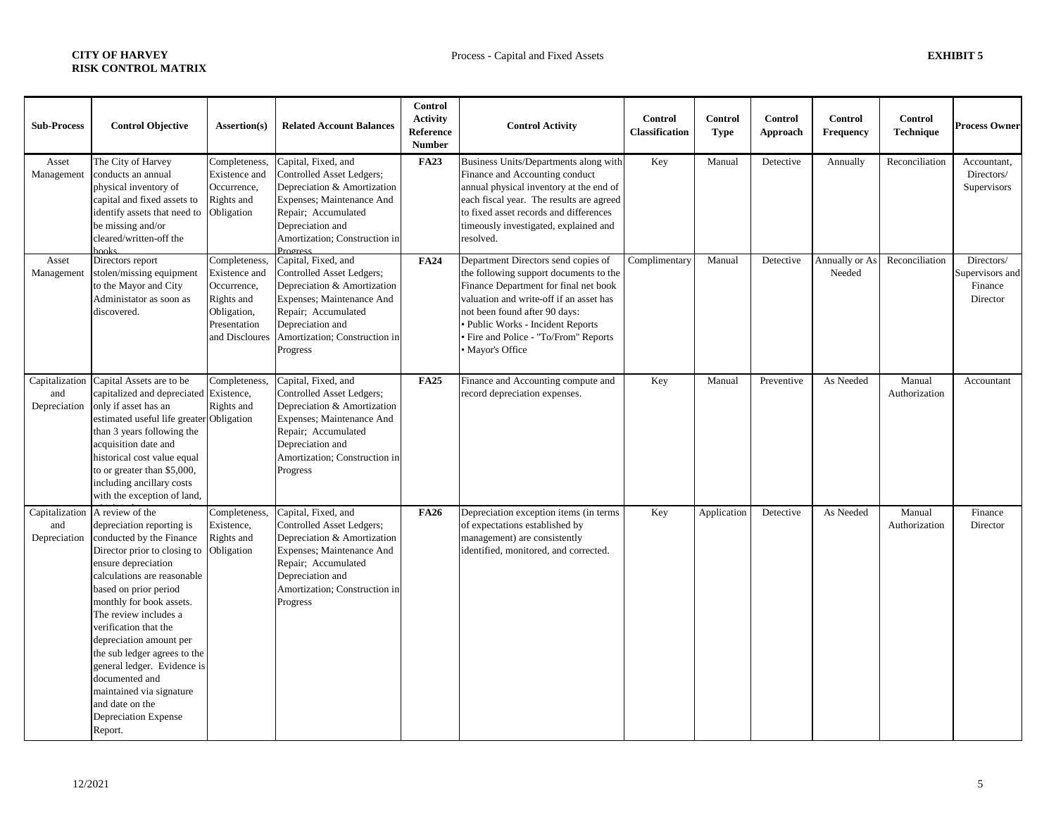**CITY OF HARVEY**
**RISK CONTROL MATRIX**

Process - Capital and Fixed Assets

**EXHIBIT 5**

| Sub-Process | Control Objective | Assertion(s) | Related Account Balances | Control Activity Reference Number | Control Activity | Control Classification | Control Type | Control Approach | Control Frequency | Control Technique | Process Owner |
|---|---|---|---|---|---|---|---|---|---|---|---|
| Asset Management | The City of Harvey conducts an annual physical inventory of capital and fixed assets to identify assets that need to be missing and/or cleared/written-off the books. | Completeness, Existence and Occurrence, Rights and Obligation | Capital, Fixed, and Controlled Asset Ledgers; Depreciation & Amortization Expenses; Maintenance And Repair; Accumulated Depreciation and Amortization; Construction in Progress | **FA23** | Business Units/Departments along with Finance and Accounting conduct annual physical inventory at the end of each fiscal year. The results are agreed to fixed asset records and differences timeously investigated, explained and resolved. | Key | Manual | Detective | Annually | Reconciliation | Accountant, Directors/ Supervisors |
| Asset Management | Directors report stolen/missing equipment to the Mayor and City Administator as soon as discovered. | Completeness, Existence and Occurrence, Rights and Obligation, Presentation and Discloures | Capital, Fixed, and Controlled Asset Ledgers; Depreciation & Amortization Expenses; Maintenance And Repair; Accumulated Depreciation and Amortization; Construction in Progress | **FA24** | Department Directors send copies of the following support documents to the Finance Department for final net book valuation and write-off if an asset has not been found after 90 days:<br>• Public Works - Incident Reports<br>• Fire and Police - "To/From" Reports<br>• Mayor's Office | Complimentary | Manual | Detective | Annually or As Needed | Reconciliation | Directors/ Supervisors and Finance Director |
| Capitalization and Depreciation | Capital Assets are to be capitalized and depreciated only if asset has an estimated useful life greater than 3 years following the acquisition date and historical cost value equal to or greater than $5,000, including ancillary costs with the exception of land, | Completeness, Existence, Rights and Obligation | Capital, Fixed, and Controlled Asset Ledgers; Depreciation & Amortization Expenses; Maintenance And Repair; Accumulated Depreciation and Amortization; Construction in Progress | **FA25** | Finance and Accounting compute and record depreciation expenses. | Key | Manual | Preventive | As Needed | Manual Authorization | Accountant |
| Capitalization and Depreciation | A review of the depreciation reporting is conducted by the Finance Director prior to closing to ensure depreciation calculations are reasonable based on prior period monthly for book assets. The review includes a verification that the depreciation amount per the sub ledger agrees to the general ledger. Evidence is documented and maintained via signature and date on the Depreciation Expense Report. | Completeness, Existence, Rights and Obligation | Capital, Fixed, and Controlled Asset Ledgers; Depreciation & Amortization Expenses; Maintenance And Repair; Accumulated Depreciation and Amortization; Construction in Progress | **FA26** | Depreciation exception items (in terms of expectations established by management) are consistently identified, monitored, and corrected. | Key | Application | Detective | As Needed | Manual Authorization | Finance Director |

12/2021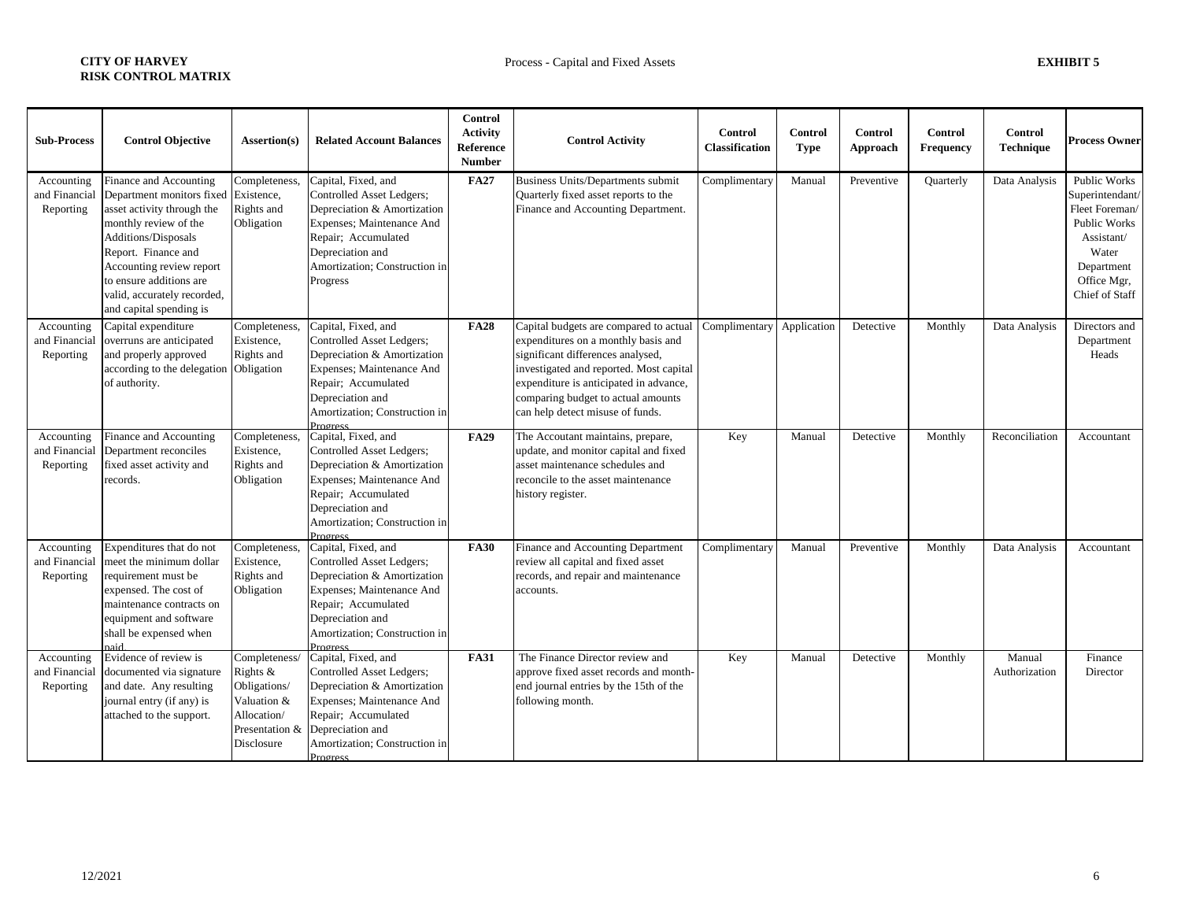**CITY OF HARVEY**
**RISK CONTROL MATRIX**

Process - Capital and Fixed Assets

**EXHIBIT 5**

| Sub-Process | Control Objective | Assertion(s) | Related Account Balances | Control Activity Reference Number | Control Activity | Control Classification | Control Type | Control Approach | Control Frequency | Control Technique | Process Owner |
|---|---|---|---|---|---|---|---|---|---|---|---|
| Accounting and Financial Reporting | Finance and Accounting Department monitors fixed asset activity through the monthly review of the Additions/Disposals Report. Finance and Accounting review report to ensure additions are valid, accurately recorded, and capital spending is | Completeness, Existence, Rights and Obligation | Capital, Fixed, and Controlled Asset Ledgers; Depreciation & Amortization Expenses; Maintenance And Repair; Accumulated Depreciation and Amortization; Construction in Progress | **FA27** | Business Units/Departments submit Quarterly fixed asset reports to the Finance and Accounting Department. | Complimentary | Manual | Preventive | Quarterly | Data Analysis | Public Works Superintendant/ Fleet Foreman/ Public Works Assistant/ Water Department Office Mgr, Chief of Staff |
| Accounting and Financial Reporting | Capital expenditure overruns are anticipated and properly approved according to the delegation of authority. | Completeness, Existence, Rights and Obligation | Capital, Fixed, and Controlled Asset Ledgers; Depreciation & Amortization Expenses; Maintenance And Repair; Accumulated Depreciation and Amortization; Construction in Progress | **FA28** | Capital budgets are compared to actual expenditures on a monthly basis and significant differences analysed, investigated and reported. Most capital expenditure is anticipated in advance, comparing budget to actual amounts can help detect misuse of funds. | Complimentary | Application | Detective | Monthly | Data Analysis | Directors and Department Heads |
| Accounting and Financial Reporting | Finance and Accounting Department reconciles fixed asset activity and records. | Completeness, Existence, Rights and Obligation | Capital, Fixed, and Controlled Asset Ledgers; Depreciation & Amortization Expenses; Maintenance And Repair; Accumulated Depreciation and Amortization; Construction in Progress | **FA29** | The Accoutant maintains, prepare, update, and monitor capital and fixed asset maintenance schedules and reconcile to the asset maintenance history register. | Key | Manual | Detective | Monthly | Reconciliation | Accountant |
| Accounting and Financial Reporting | Expenditures that do not meet the minimum dollar requirement must be expensed. The cost of maintenance contracts on equipment and software shall be expensed when paid. | Completeness, Existence, Rights and Obligation | Capital, Fixed, and Controlled Asset Ledgers; Depreciation & Amortization Expenses; Maintenance And Repair; Accumulated Depreciation and Amortization; Construction in Progress | **FA30** | Finance and Accounting Department review all capital and fixed asset records, and repair and maintenance accounts. | Complimentary | Manual | Preventive | Monthly | Data Analysis | Accountant |
| Accounting and Financial Reporting | Evidence of review is documented via signature and date. Any resulting journal entry (if any) is attached to the support. | Completeness/ Rights & Obligations/ Valuation & Allocation/ Presentation & Disclosure | Capital, Fixed, and Controlled Asset Ledgers; Depreciation & Amortization Expenses; Maintenance And Repair; Accumulated Depreciation and Amortization; Construction in Progress | **FA31** | The Finance Director review and approve fixed asset records and month-end journal entries by the 15th of the following month. | Key | Manual | Detective | Monthly | Manual Authorization | Finance Director |

12/2021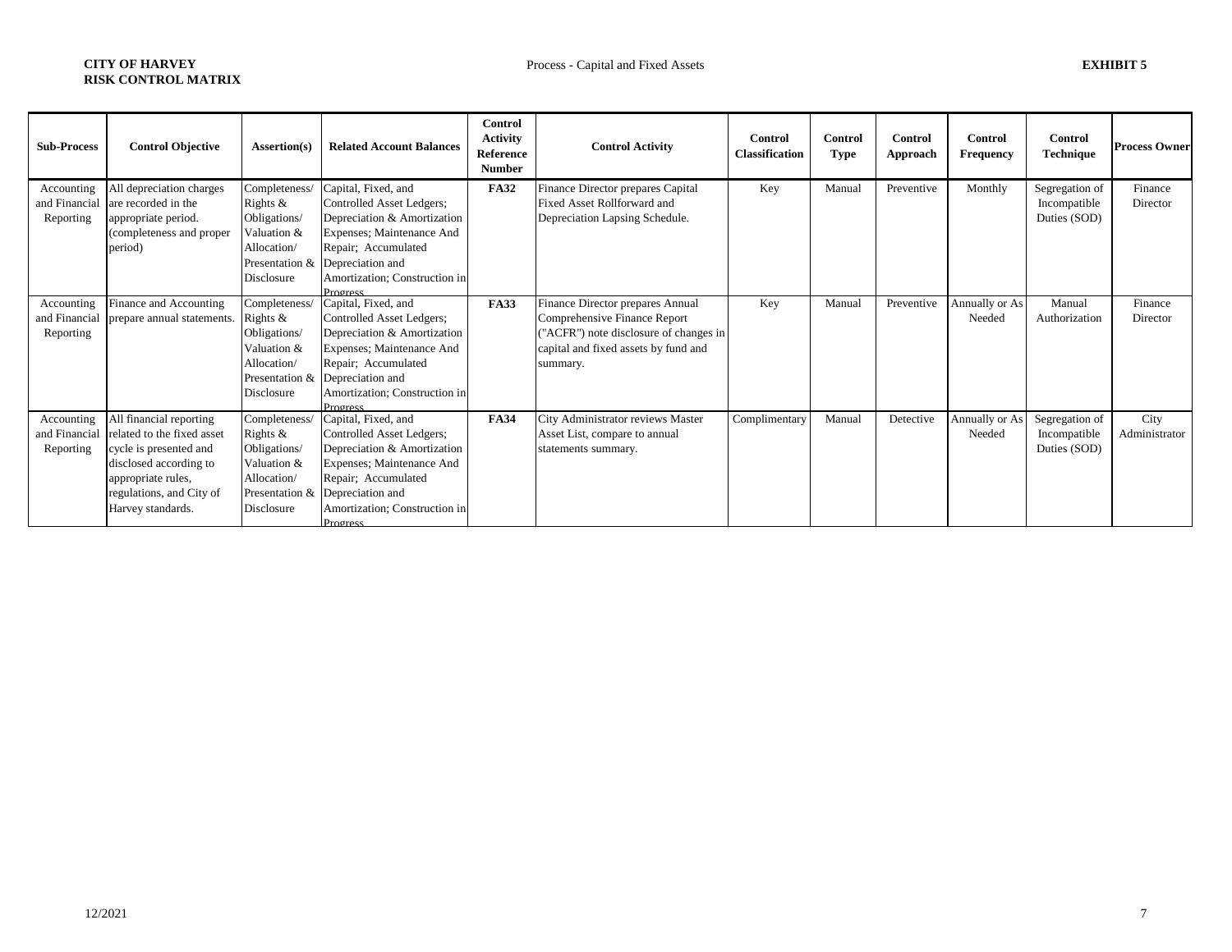**CITY OF HARVEY**
**RISK CONTROL MATRIX**

Process - Capital and Fixed Assets

**EXHIBIT 5**

| Sub-Process | Control Objective | Assertion(s) | Related Account Balances | Control Activity Reference Number | Control Activity | Control Classification | Control Type | Control Approach | Control Frequency | Control Technique | Process Owner |
|---|---|---|---|---|---|---|---|---|---|---|---|
| Accounting and Financial Reporting | All depreciation charges are recorded in the appropriate period. (completeness and proper period) | Completeness/ Rights & Obligations/ Valuation & Allocation/ Presentation & Disclosure | Capital, Fixed, and Controlled Asset Ledgers; Depreciation & Amortization Expenses; Maintenance And Repair; Accumulated Depreciation and Amortization; Construction in Progress | **FA32** | Finance Director prepares Capital Fixed Asset Rollforward and Depreciation Lapsing Schedule. | Key | Manual | Preventive | Monthly | Segregation of Incompatible Duties (SOD) | Finance Director |
| Accounting and Financial Reporting | Finance and Accounting prepare annual statements. | Completeness/ Rights & Obligations/ Valuation & Allocation/ Presentation & Disclosure | Capital, Fixed, and Controlled Asset Ledgers; Depreciation & Amortization Expenses; Maintenance And Repair; Accumulated Depreciation and Amortization; Construction in Progress | **FA33** | Finance Director prepares Annual Comprehensive Finance Report ("ACFR") note disclosure of changes in capital and fixed assets by fund and summary. | Key | Manual | Preventive | Annually or As Needed | Manual Authorization | Finance Director |
| Accounting and Financial Reporting | All financial reporting related to the fixed asset cycle is presented and disclosed according to appropriate rules, regulations, and City of Harvey standards. | Completeness/ Rights & Obligations/ Valuation & Allocation/ Presentation & Disclosure | Capital, Fixed, and Controlled Asset Ledgers; Depreciation & Amortization Expenses; Maintenance And Repair; Accumulated Depreciation and Amortization; Construction in Progress | **FA34** | City Administrator reviews Master Asset List, compare to annual statements summary. | Complimentary | Manual | Detective | Annually or As Needed | Segregation of Incompatible Duties (SOD) | City Administrator |

12/2021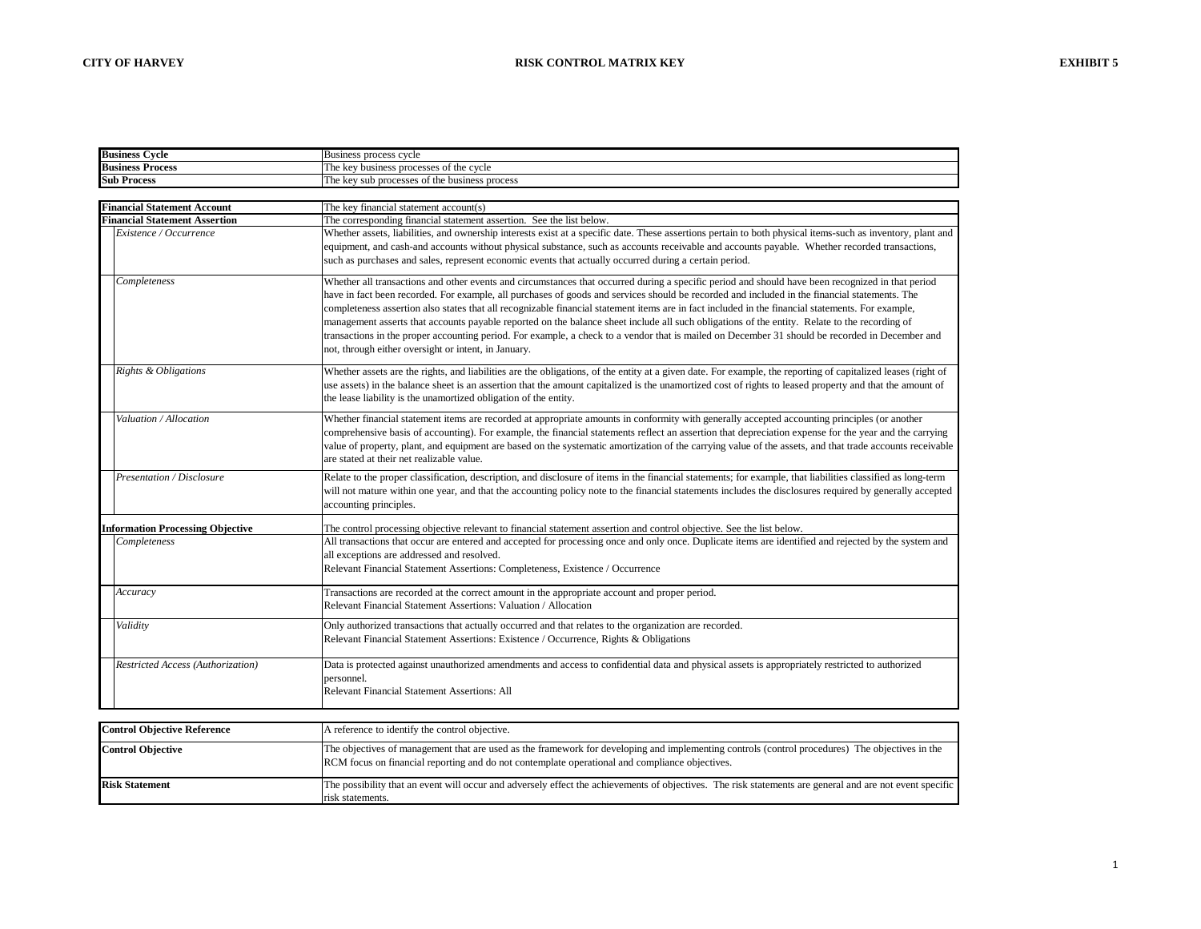CITY OF HARVEY — RISK CONTROL MATRIX KEY — EXHIBIT 5

| | |
|---|---|
| **Business Cycle** | Business process cycle |
| **Business Process** | The key business processes of the cycle |
| **Sub Process** | The key sub processes of the business process |

| | |
|---|---|
| **Financial Statement Account** | The key financial statement account(s) |
| **Financial Statement Assertion** | The corresponding financial statement assertion. See the list below. |
| *Existence / Occurrence* | Whether assets, liabilities, and ownership interests exist at a specific date. These assertions pertain to both physical items-such as inventory, plant and equipment, and cash-and accounts without physical substance, such as accounts receivable and accounts payable. Whether recorded transactions, such as purchases and sales, represent economic events that actually occurred during a certain period. |
| *Completeness* | Whether all transactions and other events and circumstances that occurred during a specific period and should have been recognized in that period have in fact been recorded. For example, all purchases of goods and services should be recorded and included in the financial statements. The completeness assertion also states that all recognizable financial statement items are in fact included in the financial statements. For example, management asserts that accounts payable reported on the balance sheet include all such obligations of the entity. Relate to the recording of transactions in the proper accounting period. For example, a check to a vendor that is mailed on December 31 should be recorded in December and not, through either oversight or intent, in January. |
| *Rights & Obligations* | Whether assets are the rights, and liabilities are the obligations, of the entity at a given date. For example, the reporting of capitalized leases (right of use assets) in the balance sheet is an assertion that the amount capitalized is the unamortized cost of rights to leased property and that the amount of the lease liability is the unamortized obligation of the entity. |
| *Valuation / Allocation* | Whether financial statement items are recorded at appropriate amounts in conformity with generally accepted accounting principles (or another comprehensive basis of accounting). For example, the financial statements reflect an assertion that depreciation expense for the year and the carrying value of property, plant, and equipment are based on the systematic amortization of the carrying value of the assets, and that trade accounts receivable are stated at their net realizable value. |
| *Presentation / Disclosure* | Relate to the proper classification, description, and disclosure of items in the financial statements; for example, that liabilities classified as long-term will not mature within one year, and that the accounting policy note to the financial statements includes the disclosures required by generally accepted accounting principles. |
| **Information Processing Objective** | The control processing objective relevant to financial statement assertion and control objective. See the list below. |
| *Completeness* | All transactions that occur are entered and accepted for processing once and only once. Duplicate items are identified and rejected by the system and all exceptions are addressed and resolved.<br>Relevant Financial Statement Assertions: Completeness, Existence / Occurrence |
| *Accuracy* | Transactions are recorded at the correct amount in the appropriate account and proper period.<br>Relevant Financial Statement Assertions: Valuation / Allocation |
| *Validity* | Only authorized transactions that actually occurred and that relates to the organization are recorded.<br>Relevant Financial Statement Assertions: Existence / Occurrence, Rights & Obligations |
| *Restricted Access (Authorization)* | Data is protected against unauthorized amendments and access to confidential data and physical assets is appropriately restricted to authorized personnel.<br>Relevant Financial Statement Assertions: All |

| | |
|---|---|
| **Control Objective Reference** | A reference to identify the control objective. |
| **Control Objective** | The objectives of management that are used as the framework for developing and implementing controls (control procedures) The objectives in the RCM focus on financial reporting and do not contemplate operational and compliance objectives. |
| **Risk Statement** | The possibility that an event will occur and adversely effect the achievements of objectives. The risk statements are general and are not event specific risk statements. |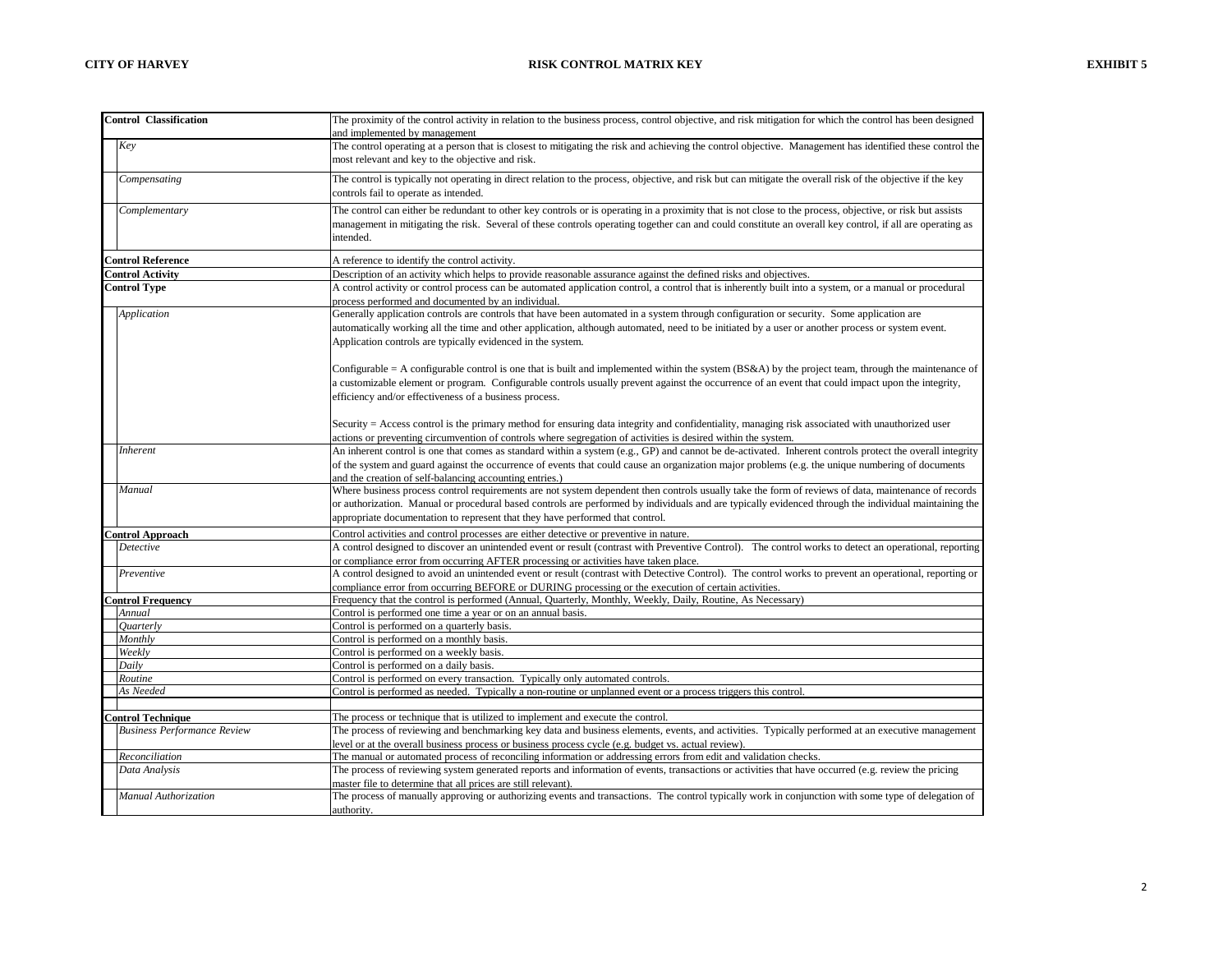**CITY OF HARVEY** **RISK CONTROL MATRIX KEY** **EXHIBIT 5**

| Term | Description |
|---|---|
| **Control Classification** | The proximity of the control activity in relation to the business process, control objective, and risk mitigation for which the control has been designed and implemented by management |
| *Key* | The control operating at a person that is closest to mitigating the risk and achieving the control objective. Management has identified these control the most relevant and key to the objective and risk. |
| *Compensating* | The control is typically not operating in direct relation to the process, objective, and risk but can mitigate the overall risk of the objective if the key controls fail to operate as intended. |
| *Complementary* | The control can either be redundant to other key controls or is operating in a proximity that is not close to the process, objective, or risk but assists management in mitigating the risk. Several of these controls operating together can and could constitute an overall key control, if all are operating as intended. |
| **Control Reference** | A reference to identify the control activity. |
| **Control Activity** | Description of an activity which helps to provide reasonable assurance against the defined risks and objectives. |
| **Control Type** | A control activity or control process can be automated application control, a control that is inherently built into a system, or a manual or procedural process performed and documented by an individual. |
| *Application* | Generally application controls are controls that have been automated in a system through configuration or security. Some application are automatically working all the time and other application, although automated, need to be initiated by a user or another process or system event. Application controls are typically evidenced in the system.<br><br>Configurable = A configurable control is one that is built and implemented within the system (BS&A) by the project team, through the maintenance of a customizable element or program. Configurable controls usually prevent against the occurrence of an event that could impact upon the integrity, efficiency and/or effectiveness of a business process.<br><br>Security = Access control is the primary method for ensuring data integrity and confidentiality, managing risk associated with unauthorized user actions or preventing circumvention of controls where segregation of activities is desired within the system. |
| *Inherent* | An inherent control is one that comes as standard within a system (e.g., GP) and cannot be de-activated. Inherent controls protect the overall integrity of the system and guard against the occurrence of events that could cause an organization major problems (e.g. the unique numbering of documents and the creation of self-balancing accounting entries.) |
| *Manual* | Where business process control requirements are not system dependent then controls usually take the form of reviews of data, maintenance of records or authorization. Manual or procedural based controls are performed by individuals and are typically evidenced through the individual maintaining the appropriate documentation to represent that they have performed that control. |
| **Control Approach** | Control activities and control processes are either detective or preventive in nature. |
| *Detective* | A control designed to discover an unintended event or result (contrast with Preventive Control). The control works to detect an operational, reporting or compliance error from occurring AFTER processing or activities have taken place. |
| *Preventive* | A control designed to avoid an unintended event or result (contrast with Detective Control). The control works to prevent an operational, reporting or compliance error from occurring BEFORE or DURING processing or the execution of certain activities. |
| **Control Frequency** | Frequency that the control is performed (Annual, Quarterly, Monthly, Weekly, Daily, Routine, As Necessary) |
| *Annual* | Control is performed one time a year or on an annual basis. |
| *Quarterly* | Control is performed on a quarterly basis. |
| *Monthly* | Control is performed on a monthly basis. |
| *Weekly* | Control is performed on a weekly basis. |
| *Daily* | Control is performed on a daily basis. |
| *Routine* | Control is performed on every transaction. Typically only automated controls. |
| *As Needed* | Control is performed as needed. Typically a non-routine or unplanned event or a process triggers this control. |
| | |
| **Control Technique** | The process or technique that is utilized to implement and execute the control. |
| *Business Performance Review* | The process of reviewing and benchmarking key data and business elements, events, and activities. Typically performed at an executive management level or at the overall business process or business process cycle (e.g. budget vs. actual review). |
| *Reconciliation* | The manual or automated process of reconciling information or addressing errors from edit and validation checks. |
| *Data Analysis* | The process of reviewing system generated reports and information of events, transactions or activities that have occurred (e.g. review the pricing master file to determine that all prices are still relevant). |
| *Manual Authorization* | The process of manually approving or authorizing events and transactions. The control typically work in conjunction with some type of delegation of authority. |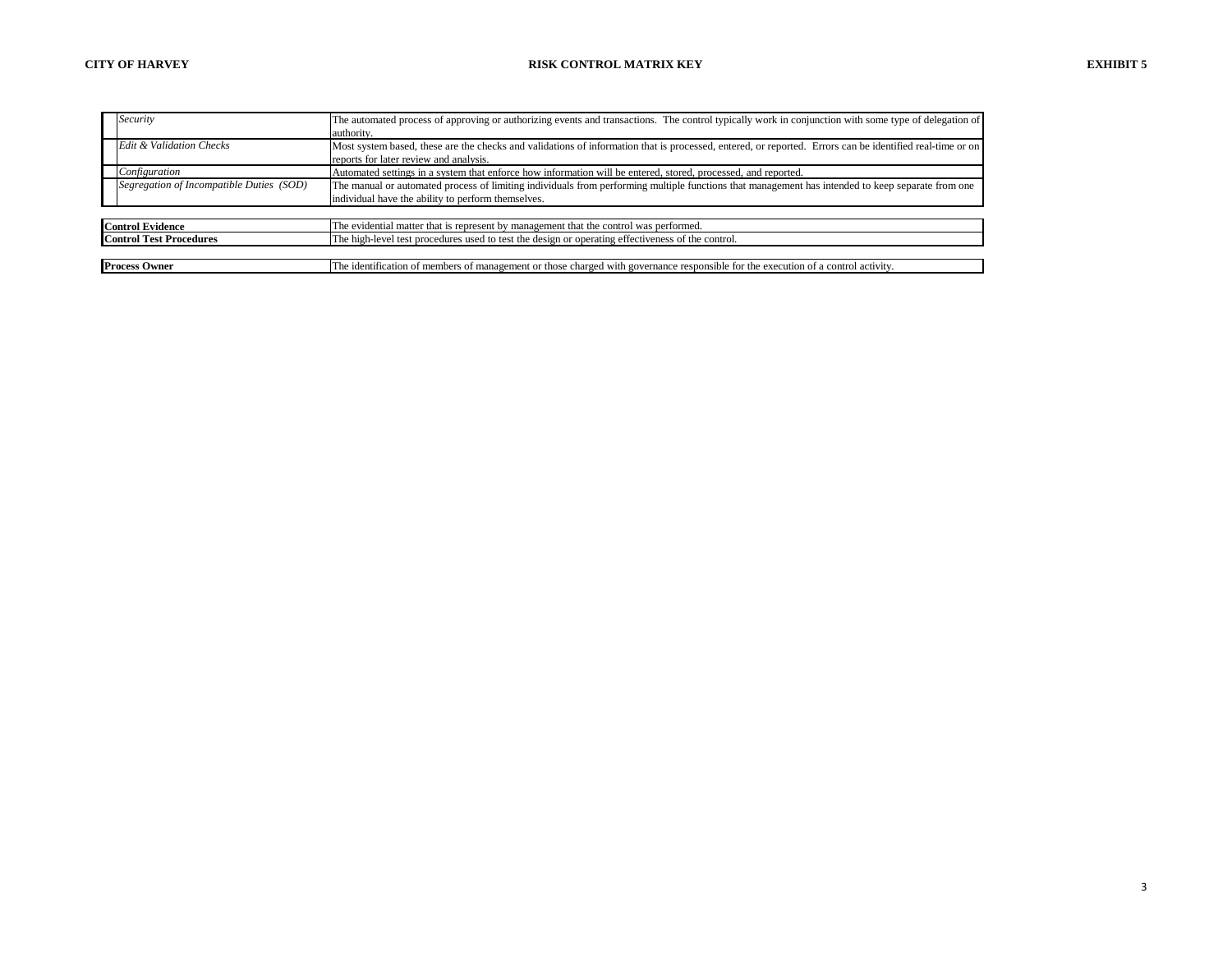| | |
|---|---|
| *Security* | The automated process of approving or authorizing events and transactions. The control typically work in conjunction with some type of delegation of authority. |
| *Edit & Validation Checks* | Most system based, these are the checks and validations of information that is processed, entered, or reported. Errors can be identified real-time or on reports for later review and analysis. |
| *Configuration* | Automated settings in a system that enforce how information will be entered, stored, processed, and reported. |
| *Segregation of Incompatible Duties (SOD)* | The manual or automated process of limiting individuals from performing multiple functions that management has intended to keep separate from one individual have the ability to perform themselves. |

| | |
|---|---|
| **Control Evidence** | The evidential matter that is represent by management that the control was performed. |
| **Control Test Procedures** | The high-level test procedures used to test the design or operating effectiveness of the control. |

| | |
|---|---|
| **Process Owner** | The identification of members of management or those charged with governance responsible for the execution of a control activity. |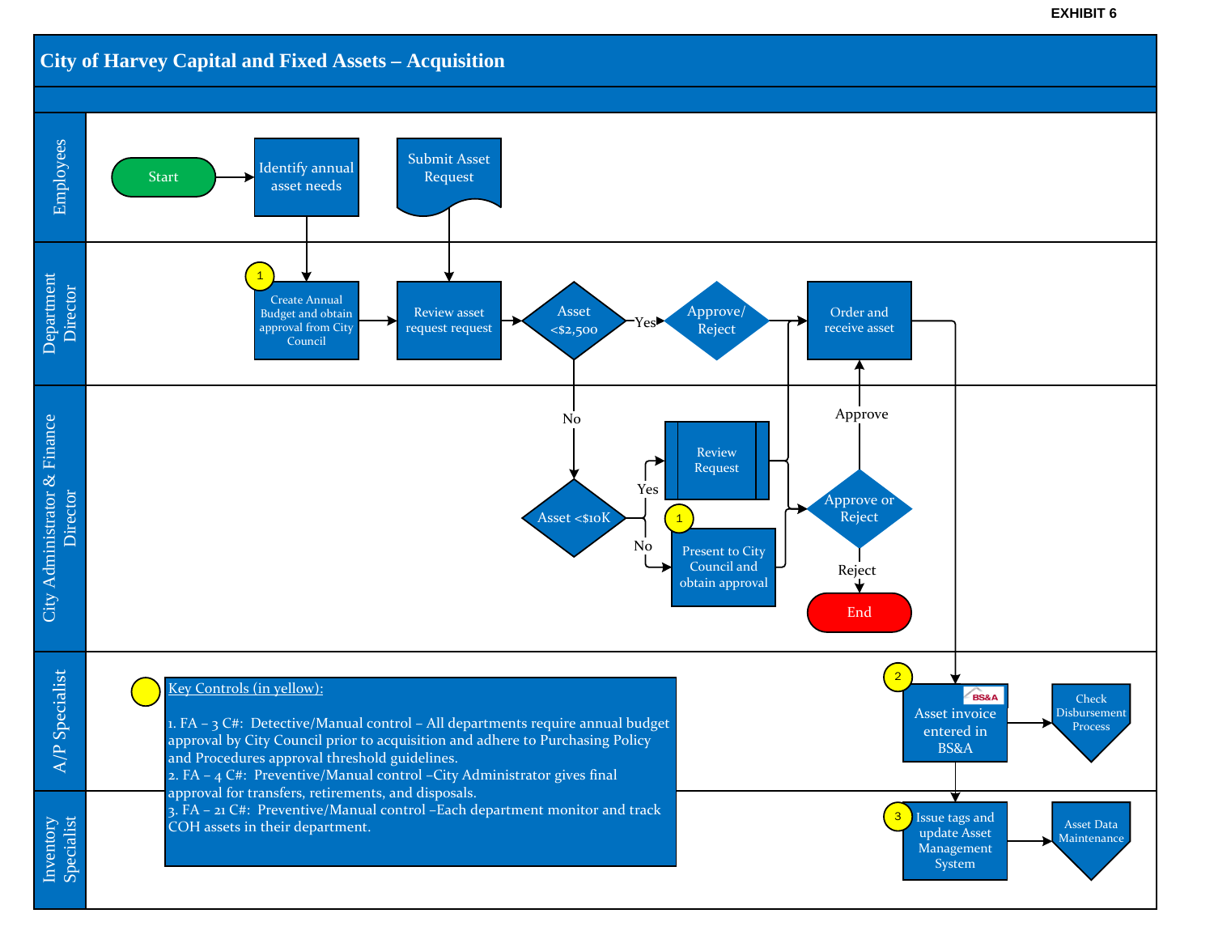EXHIBIT 6

# City of Harvey Capital and Fixed Assets – Acquisition

Employees

Start

Identify annual asset needs

Submit Asset Request

Department Director

1

Create Annual Budget and obtain approval from City Council

Review asset request request

Asset <$2,500

Yes

Approve/ Reject

Order and receive asset

City Administrator & Finance Director

No

Asset <$10K

Yes

Review Request

No

1

Present to City Council and obtain approval

Approve

Approve or Reject

Reject

End

A/P Specialist

2

BS&A

Asset invoice entered in BS&A

Check Disbursement Process

Inventory Specialist

3

Issue tags and update Asset Management System

Asset Data Maintenance

Key Controls (in yellow):

1. FA – 3 C#: Detective/Manual control – All departments require annual budget approval by City Council prior to acquisition and adhere to Purchasing Policy and Procedures approval threshold guidelines.
2. FA – 4 C#: Preventive/Manual control –City Administrator gives final approval for transfers, retirements, and disposals.
3. FA – 21 C#: Preventive/Manual control –Each department monitor and track COH assets in their department.